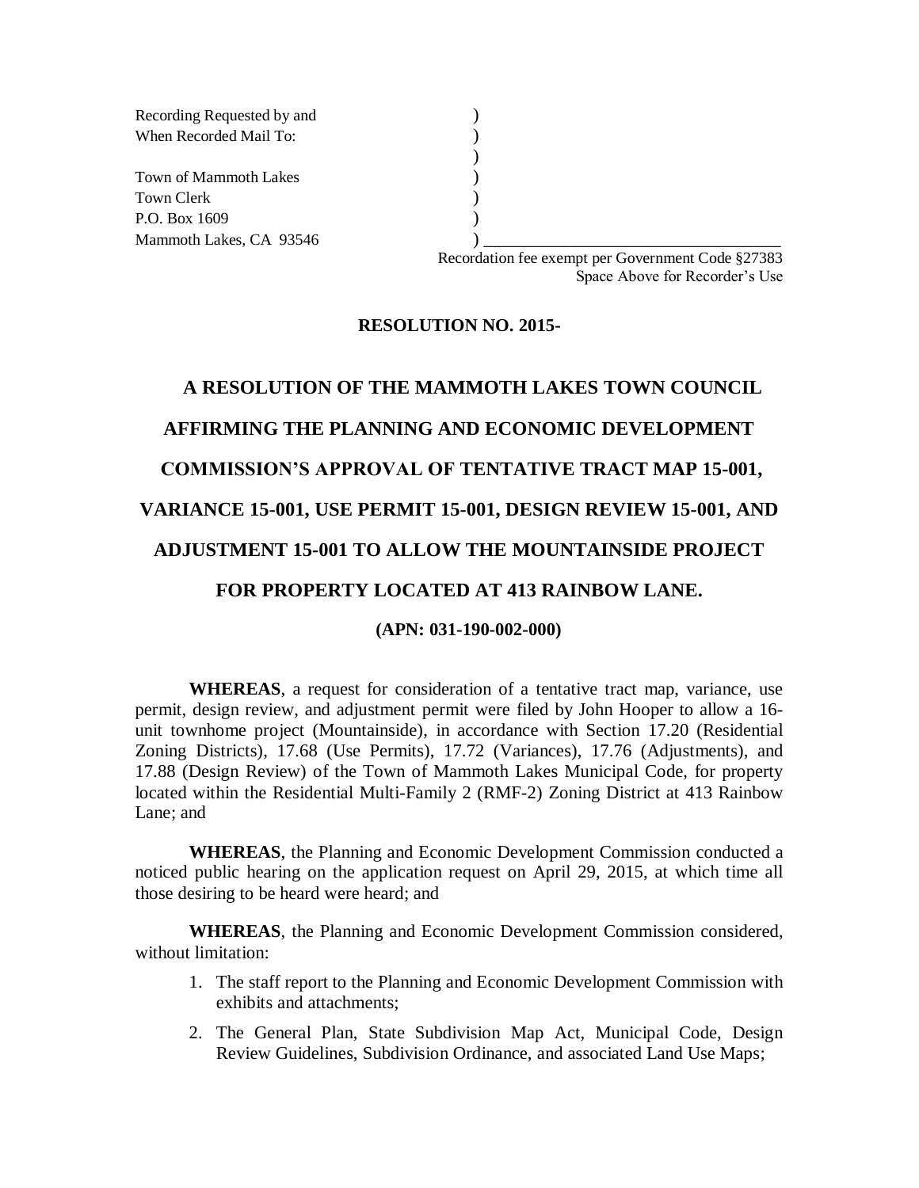Recording Requested by and
When Recorded Mail To:

Town of Mammoth Lakes
Town Clerk
P.O. Box 1609
Mammoth Lakes, CA 93546

Recordation fee exempt per Government Code §27383
Space Above for Recorder's Use

**RESOLUTION NO. 2015-**

**A RESOLUTION OF THE MAMMOTH LAKES TOWN COUNCIL AFFIRMING THE PLANNING AND ECONOMIC DEVELOPMENT COMMISSION'S APPROVAL OF TENTATIVE TRACT MAP 15-001, VARIANCE 15-001, USE PERMIT 15-001, DESIGN REVIEW 15-001, AND ADJUSTMENT 15-001 TO ALLOW THE MOUNTAINSIDE PROJECT FOR PROPERTY LOCATED AT 413 RAINBOW LANE.**

**(APN: 031-190-002-000)**

**WHEREAS**, a request for consideration of a tentative tract map, variance, use permit, design review, and adjustment permit were filed by John Hooper to allow a 16-unit townhome project (Mountainside), in accordance with Section 17.20 (Residential Zoning Districts), 17.68 (Use Permits), 17.72 (Variances), 17.76 (Adjustments), and 17.88 (Design Review) of the Town of Mammoth Lakes Municipal Code, for property located within the Residential Multi-Family 2 (RMF-2) Zoning District at 413 Rainbow Lane; and

**WHEREAS**, the Planning and Economic Development Commission conducted a noticed public hearing on the application request on April 29, 2015, at which time all those desiring to be heard were heard; and

**WHEREAS**, the Planning and Economic Development Commission considered, without limitation:

1. The staff report to the Planning and Economic Development Commission with exhibits and attachments;
2. The General Plan, State Subdivision Map Act, Municipal Code, Design Review Guidelines, Subdivision Ordinance, and associated Land Use Maps;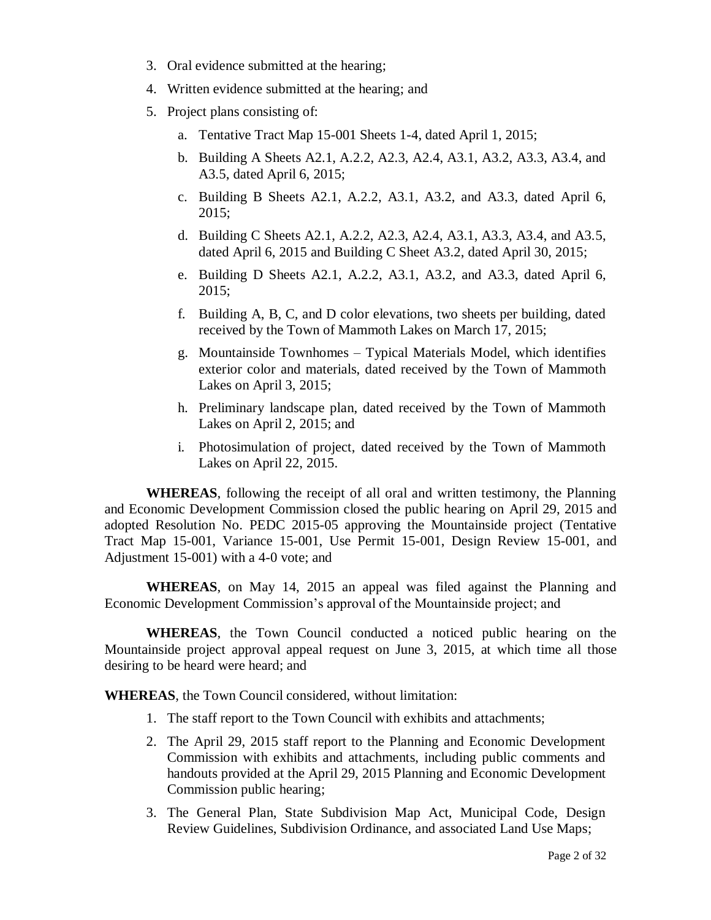3. Oral evidence submitted at the hearing;
4. Written evidence submitted at the hearing; and
5. Project plans consisting of:
   a. Tentative Tract Map 15-001 Sheets 1-4, dated April 1, 2015;
   b. Building A Sheets A2.1, A.2.2, A2.3, A2.4, A3.1, A3.2, A3.3, A3.4, and A3.5, dated April 6, 2015;
   c. Building B Sheets A2.1, A.2.2, A3.1, A3.2, and A3.3, dated April 6, 2015;
   d. Building C Sheets A2.1, A.2.2, A2.3, A2.4, A3.1, A3.3, A3.4, and A3.5, dated April 6, 2015 and Building C Sheet A3.2, dated April 30, 2015;
   e. Building D Sheets A2.1, A.2.2, A3.1, A3.2, and A3.3, dated April 6, 2015;
   f. Building A, B, C, and D color elevations, two sheets per building, dated received by the Town of Mammoth Lakes on March 17, 2015;
   g. Mountainside Townhomes – Typical Materials Model, which identifies exterior color and materials, dated received by the Town of Mammoth Lakes on April 3, 2015;
   h. Preliminary landscape plan, dated received by the Town of Mammoth Lakes on April 2, 2015; and
   i. Photosimulation of project, dated received by the Town of Mammoth Lakes on April 22, 2015.

**WHEREAS**, following the receipt of all oral and written testimony, the Planning and Economic Development Commission closed the public hearing on April 29, 2015 and adopted Resolution No. PEDC 2015-05 approving the Mountainside project (Tentative Tract Map 15-001, Variance 15-001, Use Permit 15-001, Design Review 15-001, and Adjustment 15-001) with a 4-0 vote; and

**WHEREAS**, on May 14, 2015 an appeal was filed against the Planning and Economic Development Commission's approval of the Mountainside project; and

**WHEREAS**, the Town Council conducted a noticed public hearing on the Mountainside project approval appeal request on June 3, 2015, at which time all those desiring to be heard were heard; and

**WHEREAS**, the Town Council considered, without limitation:

1. The staff report to the Town Council with exhibits and attachments;
2. The April 29, 2015 staff report to the Planning and Economic Development Commission with exhibits and attachments, including public comments and handouts provided at the April 29, 2015 Planning and Economic Development Commission public hearing;
3. The General Plan, State Subdivision Map Act, Municipal Code, Design Review Guidelines, Subdivision Ordinance, and associated Land Use Maps;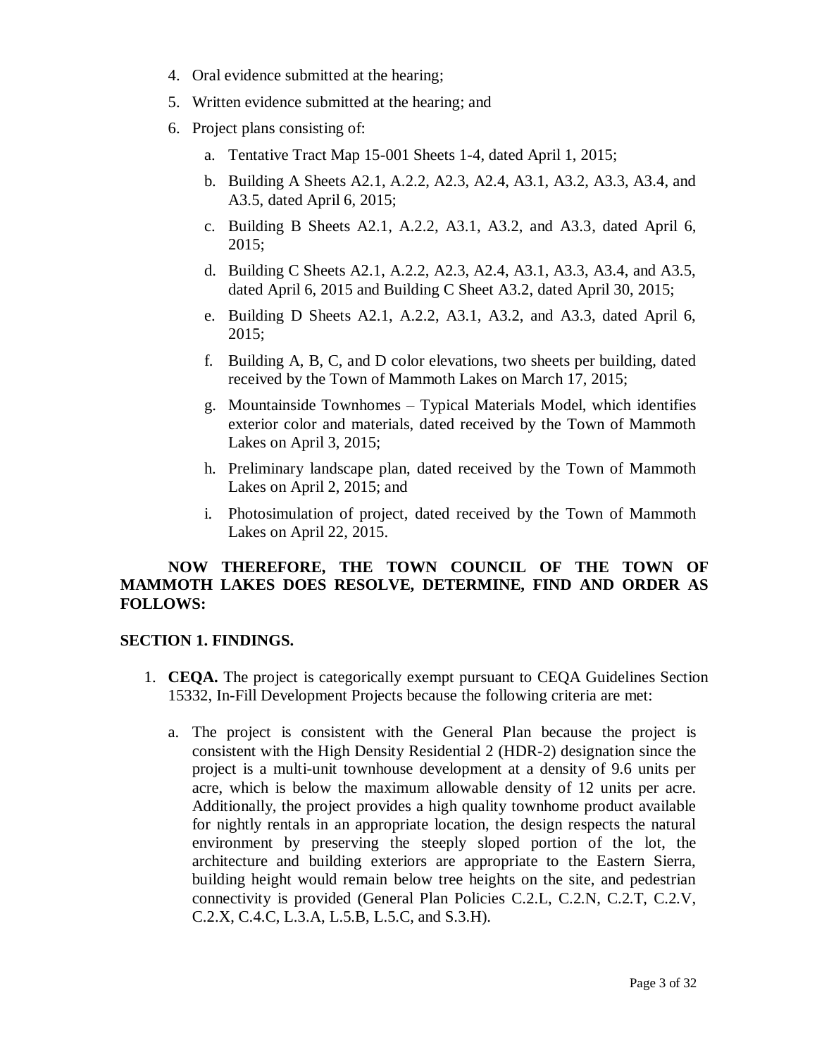4. Oral evidence submitted at the hearing;
5. Written evidence submitted at the hearing; and
6. Project plans consisting of:
   a. Tentative Tract Map 15-001 Sheets 1-4, dated April 1, 2015;
   b. Building A Sheets A2.1, A.2.2, A2.3, A2.4, A3.1, A3.2, A3.3, A3.4, and A3.5, dated April 6, 2015;
   c. Building B Sheets A2.1, A.2.2, A3.1, A3.2, and A3.3, dated April 6, 2015;
   d. Building C Sheets A2.1, A.2.2, A2.3, A2.4, A3.1, A3.3, A3.4, and A3.5, dated April 6, 2015 and Building C Sheet A3.2, dated April 30, 2015;
   e. Building D Sheets A2.1, A.2.2, A3.1, A3.2, and A3.3, dated April 6, 2015;
   f. Building A, B, C, and D color elevations, two sheets per building, dated received by the Town of Mammoth Lakes on March 17, 2015;
   g. Mountainside Townhomes – Typical Materials Model, which identifies exterior color and materials, dated received by the Town of Mammoth Lakes on April 3, 2015;
   h. Preliminary landscape plan, dated received by the Town of Mammoth Lakes on April 2, 2015; and
   i. Photosimulation of project, dated received by the Town of Mammoth Lakes on April 22, 2015.

**NOW THEREFORE, THE TOWN COUNCIL OF THE TOWN OF MAMMOTH LAKES DOES RESOLVE, DETERMINE, FIND AND ORDER AS FOLLOWS:**

**SECTION 1. FINDINGS.**

1. **CEQA.** The project is categorically exempt pursuant to CEQA Guidelines Section 15332, In-Fill Development Projects because the following criteria are met:
   a. The project is consistent with the General Plan because the project is consistent with the High Density Residential 2 (HDR-2) designation since the project is a multi-unit townhouse development at a density of 9.6 units per acre, which is below the maximum allowable density of 12 units per acre. Additionally, the project provides a high quality townhome product available for nightly rentals in an appropriate location, the design respects the natural environment by preserving the steeply sloped portion of the lot, the architecture and building exteriors are appropriate to the Eastern Sierra, building height would remain below tree heights on the site, and pedestrian connectivity is provided (General Plan Policies C.2.L, C.2.N, C.2.T, C.2.V, C.2.X, C.4.C, L.3.A, L.5.B, L.5.C, and S.3.H).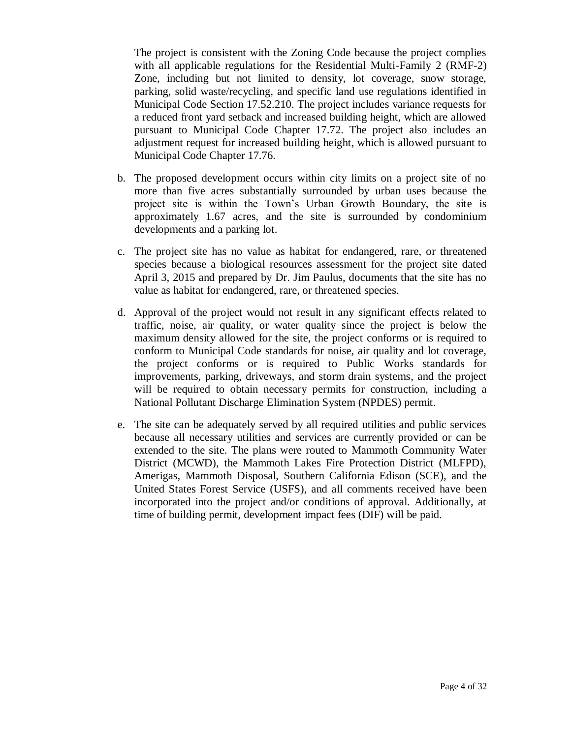The project is consistent with the Zoning Code because the project complies with all applicable regulations for the Residential Multi-Family 2 (RMF-2) Zone, including but not limited to density, lot coverage, snow storage, parking, solid waste/recycling, and specific land use regulations identified in Municipal Code Section 17.52.210. The project includes variance requests for a reduced front yard setback and increased building height, which are allowed pursuant to Municipal Code Chapter 17.72. The project also includes an adjustment request for increased building height, which is allowed pursuant to Municipal Code Chapter 17.76.

b. The proposed development occurs within city limits on a project site of no more than five acres substantially surrounded by urban uses because the project site is within the Town's Urban Growth Boundary, the site is approximately 1.67 acres, and the site is surrounded by condominium developments and a parking lot.

c. The project site has no value as habitat for endangered, rare, or threatened species because a biological resources assessment for the project site dated April 3, 2015 and prepared by Dr. Jim Paulus, documents that the site has no value as habitat for endangered, rare, or threatened species.

d. Approval of the project would not result in any significant effects related to traffic, noise, air quality, or water quality since the project is below the maximum density allowed for the site, the project conforms or is required to conform to Municipal Code standards for noise, air quality and lot coverage, the project conforms or is required to Public Works standards for improvements, parking, driveways, and storm drain systems, and the project will be required to obtain necessary permits for construction, including a National Pollutant Discharge Elimination System (NPDES) permit.

e. The site can be adequately served by all required utilities and public services because all necessary utilities and services are currently provided or can be extended to the site. The plans were routed to Mammoth Community Water District (MCWD), the Mammoth Lakes Fire Protection District (MLFPD), Amerigas, Mammoth Disposal, Southern California Edison (SCE), and the United States Forest Service (USFS), and all comments received have been incorporated into the project and/or conditions of approval. Additionally, at time of building permit, development impact fees (DIF) will be paid.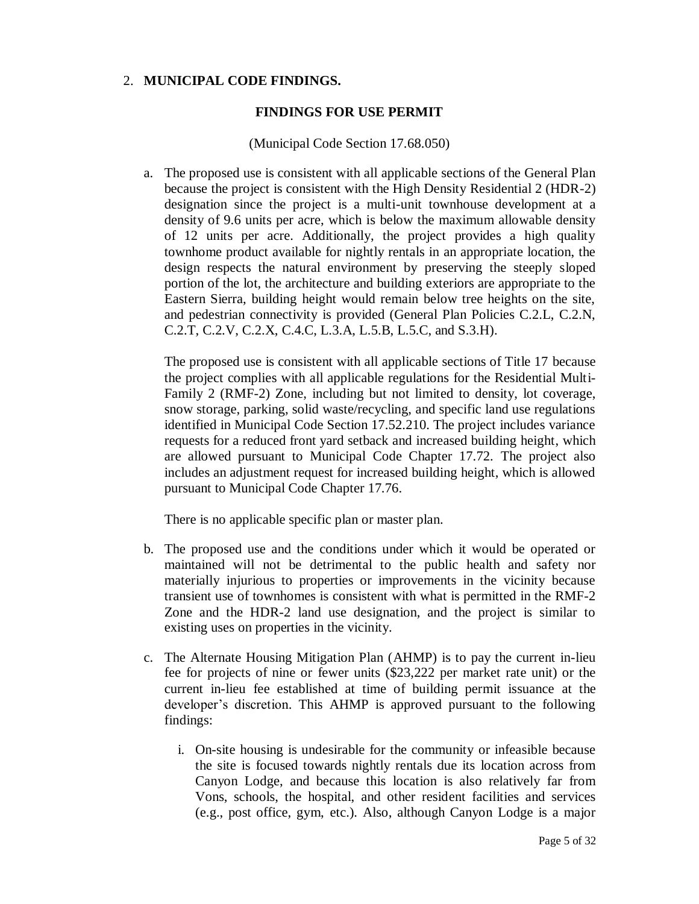2. **MUNICIPAL CODE FINDINGS.**

**FINDINGS FOR USE PERMIT**

(Municipal Code Section 17.68.050)

a. The proposed use is consistent with all applicable sections of the General Plan because the project is consistent with the High Density Residential 2 (HDR-2) designation since the project is a multi-unit townhouse development at a density of 9.6 units per acre, which is below the maximum allowable density of 12 units per acre. Additionally, the project provides a high quality townhome product available for nightly rentals in an appropriate location, the design respects the natural environment by preserving the steeply sloped portion of the lot, the architecture and building exteriors are appropriate to the Eastern Sierra, building height would remain below tree heights on the site, and pedestrian connectivity is provided (General Plan Policies C.2.L, C.2.N, C.2.T, C.2.V, C.2.X, C.4.C, L.3.A, L.5.B, L.5.C, and S.3.H).

   The proposed use is consistent with all applicable sections of Title 17 because the project complies with all applicable regulations for the Residential Multi-Family 2 (RMF-2) Zone, including but not limited to density, lot coverage, snow storage, parking, solid waste/recycling, and specific land use regulations identified in Municipal Code Section 17.52.210. The project includes variance requests for a reduced front yard setback and increased building height, which are allowed pursuant to Municipal Code Chapter 17.72. The project also includes an adjustment request for increased building height, which is allowed pursuant to Municipal Code Chapter 17.76.

   There is no applicable specific plan or master plan.

b. The proposed use and the conditions under which it would be operated or maintained will not be detrimental to the public health and safety nor materially injurious to properties or improvements in the vicinity because transient use of townhomes is consistent with what is permitted in the RMF-2 Zone and the HDR-2 land use designation, and the project is similar to existing uses on properties in the vicinity.

c. The Alternate Housing Mitigation Plan (AHMP) is to pay the current in-lieu fee for projects of nine or fewer units ($23,222 per market rate unit) or the current in-lieu fee established at time of building permit issuance at the developer's discretion. This AHMP is approved pursuant to the following findings:

   i. On-site housing is undesirable for the community or infeasible because the site is focused towards nightly rentals due its location across from Canyon Lodge, and because this location is also relatively far from Vons, schools, the hospital, and other resident facilities and services (e.g., post office, gym, etc.). Also, although Canyon Lodge is a major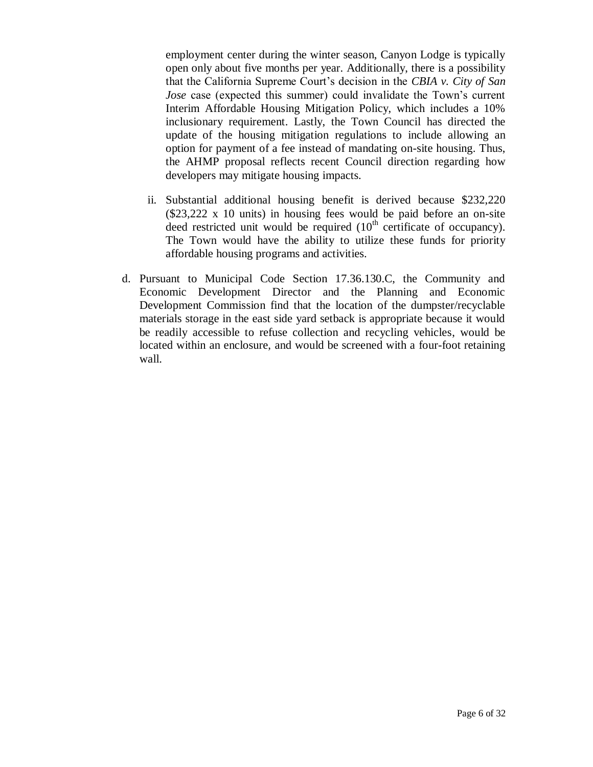employment center during the winter season, Canyon Lodge is typically open only about five months per year. Additionally, there is a possibility that the California Supreme Court's decision in the *CBIA v. City of San Jose* case (expected this summer) could invalidate the Town's current Interim Affordable Housing Mitigation Policy, which includes a 10% inclusionary requirement. Lastly, the Town Council has directed the update of the housing mitigation regulations to include allowing an option for payment of a fee instead of mandating on-site housing. Thus, the AHMP proposal reflects recent Council direction regarding how developers may mitigate housing impacts.

ii. Substantial additional housing benefit is derived because $232,220 ($23,222 x 10 units) in housing fees would be paid before an on-site deed restricted unit would be required (10th certificate of occupancy). The Town would have the ability to utilize these funds for priority affordable housing programs and activities.

d. Pursuant to Municipal Code Section 17.36.130.C, the Community and Economic Development Director and the Planning and Economic Development Commission find that the location of the dumpster/recyclable materials storage in the east side yard setback is appropriate because it would be readily accessible to refuse collection and recycling vehicles, would be located within an enclosure, and would be screened with a four-foot retaining wall.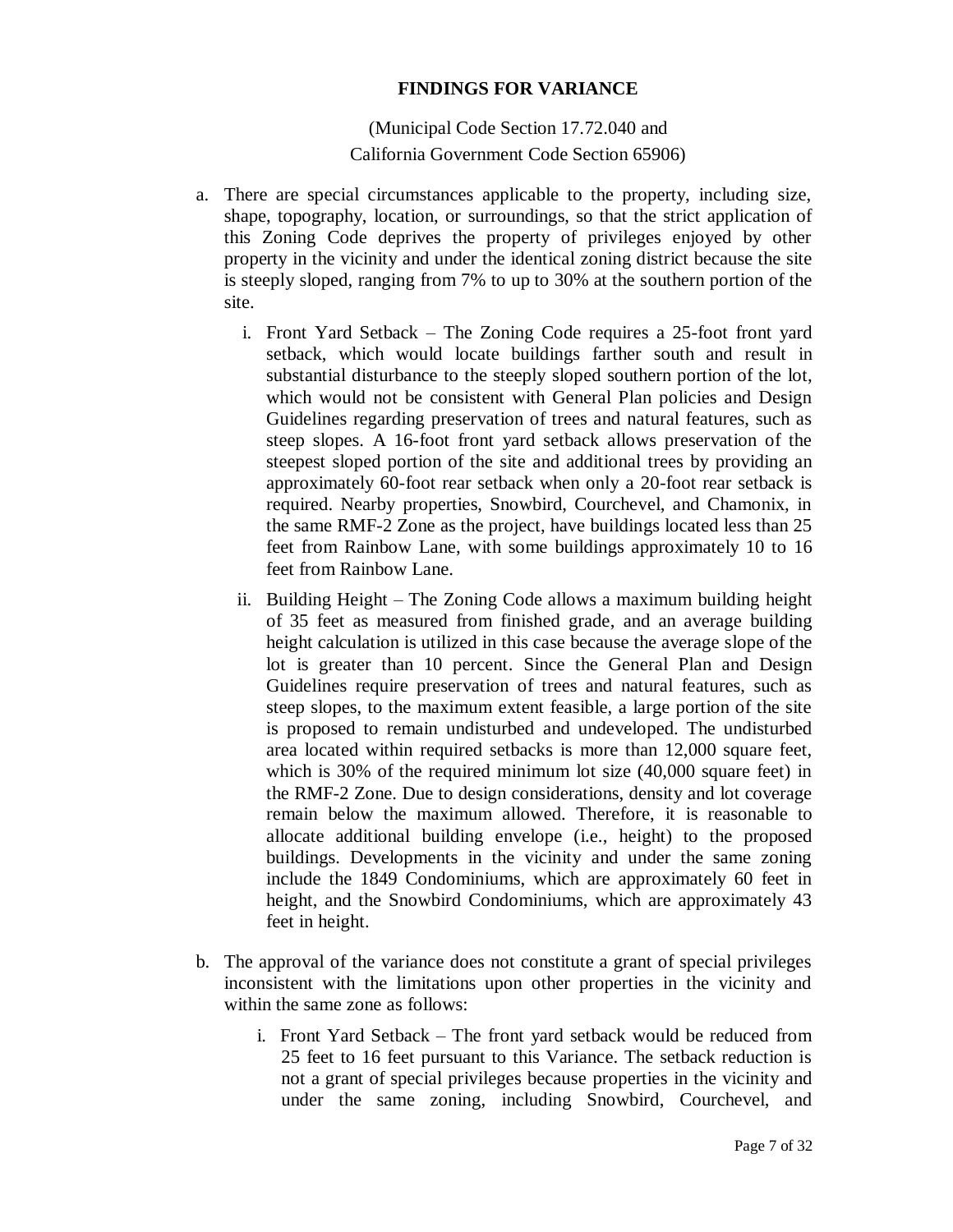## FINDINGS FOR VARIANCE

(Municipal Code Section 17.72.040 and California Government Code Section 65906)

a. There are special circumstances applicable to the property, including size, shape, topography, location, or surroundings, so that the strict application of this Zoning Code deprives the property of privileges enjoyed by other property in the vicinity and under the identical zoning district because the site is steeply sloped, ranging from 7% to up to 30% at the southern portion of the site.

   i. Front Yard Setback – The Zoning Code requires a 25-foot front yard setback, which would locate buildings farther south and result in substantial disturbance to the steeply sloped southern portion of the lot, which would not be consistent with General Plan policies and Design Guidelines regarding preservation of trees and natural features, such as steep slopes. A 16-foot front yard setback allows preservation of the steepest sloped portion of the site and additional trees by providing an approximately 60-foot rear setback when only a 20-foot rear setback is required. Nearby properties, Snowbird, Courchevel, and Chamonix, in the same RMF-2 Zone as the project, have buildings located less than 25 feet from Rainbow Lane, with some buildings approximately 10 to 16 feet from Rainbow Lane.

   ii. Building Height – The Zoning Code allows a maximum building height of 35 feet as measured from finished grade, and an average building height calculation is utilized in this case because the average slope of the lot is greater than 10 percent. Since the General Plan and Design Guidelines require preservation of trees and natural features, such as steep slopes, to the maximum extent feasible, a large portion of the site is proposed to remain undisturbed and undeveloped. The undisturbed area located within required setbacks is more than 12,000 square feet, which is 30% of the required minimum lot size (40,000 square feet) in the RMF-2 Zone. Due to design considerations, density and lot coverage remain below the maximum allowed. Therefore, it is reasonable to allocate additional building envelope (i.e., height) to the proposed buildings. Developments in the vicinity and under the same zoning include the 1849 Condominiums, which are approximately 60 feet in height, and the Snowbird Condominiums, which are approximately 43 feet in height.

b. The approval of the variance does not constitute a grant of special privileges inconsistent with the limitations upon other properties in the vicinity and within the same zone as follows:

   i. Front Yard Setback – The front yard setback would be reduced from 25 feet to 16 feet pursuant to this Variance. The setback reduction is not a grant of special privileges because properties in the vicinity and under the same zoning, including Snowbird, Courchevel, and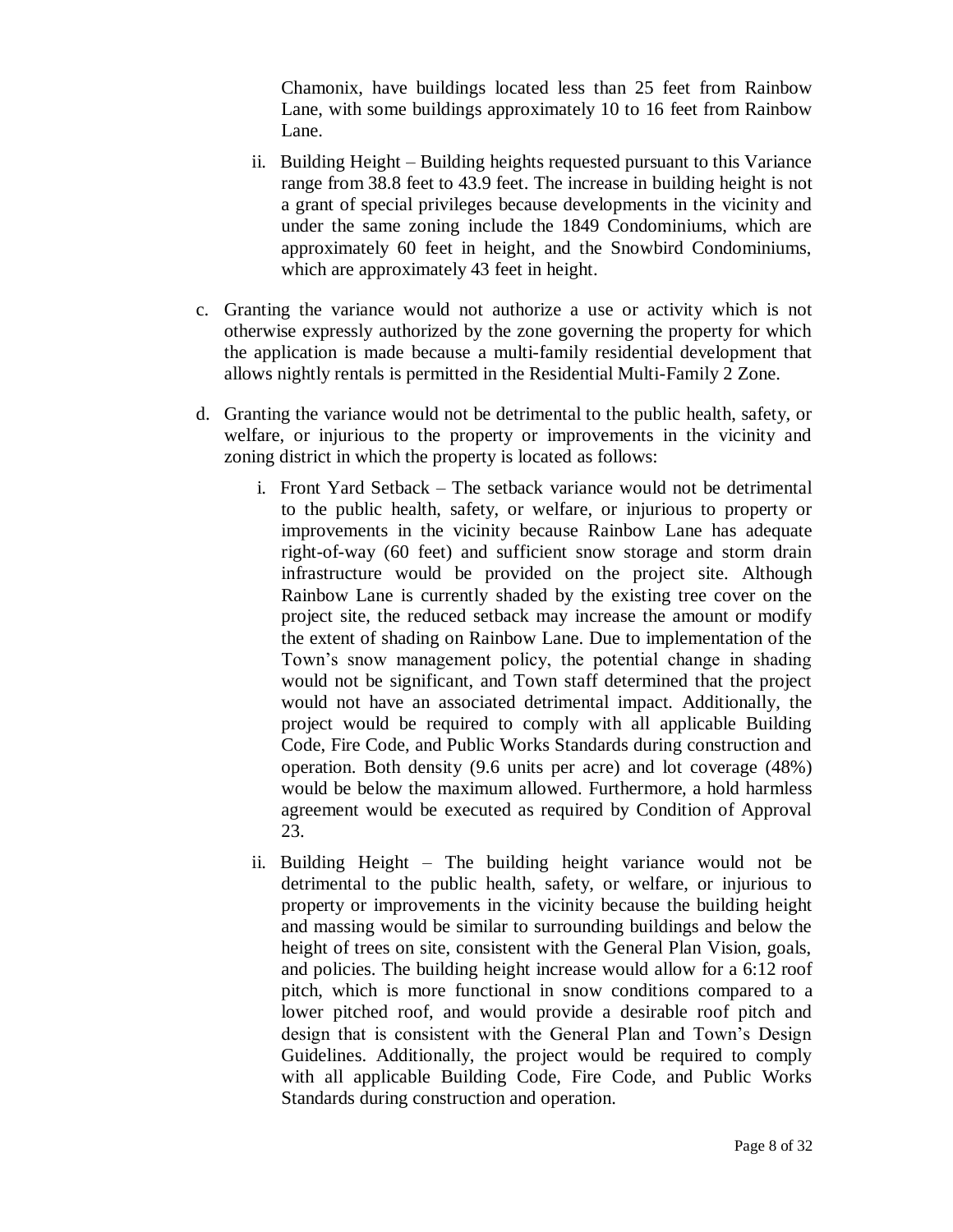Chamonix, have buildings located less than 25 feet from Rainbow Lane, with some buildings approximately 10 to 16 feet from Rainbow Lane.

ii. Building Height – Building heights requested pursuant to this Variance range from 38.8 feet to 43.9 feet. The increase in building height is not a grant of special privileges because developments in the vicinity and under the same zoning include the 1849 Condominiums, which are approximately 60 feet in height, and the Snowbird Condominiums, which are approximately 43 feet in height.

c. Granting the variance would not authorize a use or activity which is not otherwise expressly authorized by the zone governing the property for which the application is made because a multi-family residential development that allows nightly rentals is permitted in the Residential Multi-Family 2 Zone.

d. Granting the variance would not be detrimental to the public health, safety, or welfare, or injurious to the property or improvements in the vicinity and zoning district in which the property is located as follows:

i. Front Yard Setback – The setback variance would not be detrimental to the public health, safety, or welfare, or injurious to property or improvements in the vicinity because Rainbow Lane has adequate right-of-way (60 feet) and sufficient snow storage and storm drain infrastructure would be provided on the project site. Although Rainbow Lane is currently shaded by the existing tree cover on the project site, the reduced setback may increase the amount or modify the extent of shading on Rainbow Lane. Due to implementation of the Town's snow management policy, the potential change in shading would not be significant, and Town staff determined that the project would not have an associated detrimental impact. Additionally, the project would be required to comply with all applicable Building Code, Fire Code, and Public Works Standards during construction and operation. Both density (9.6 units per acre) and lot coverage (48%) would be below the maximum allowed. Furthermore, a hold harmless agreement would be executed as required by Condition of Approval 23.

ii. Building Height – The building height variance would not be detrimental to the public health, safety, or welfare, or injurious to property or improvements in the vicinity because the building height and massing would be similar to surrounding buildings and below the height of trees on site, consistent with the General Plan Vision, goals, and policies. The building height increase would allow for a 6:12 roof pitch, which is more functional in snow conditions compared to a lower pitched roof, and would provide a desirable roof pitch and design that is consistent with the General Plan and Town's Design Guidelines. Additionally, the project would be required to comply with all applicable Building Code, Fire Code, and Public Works Standards during construction and operation.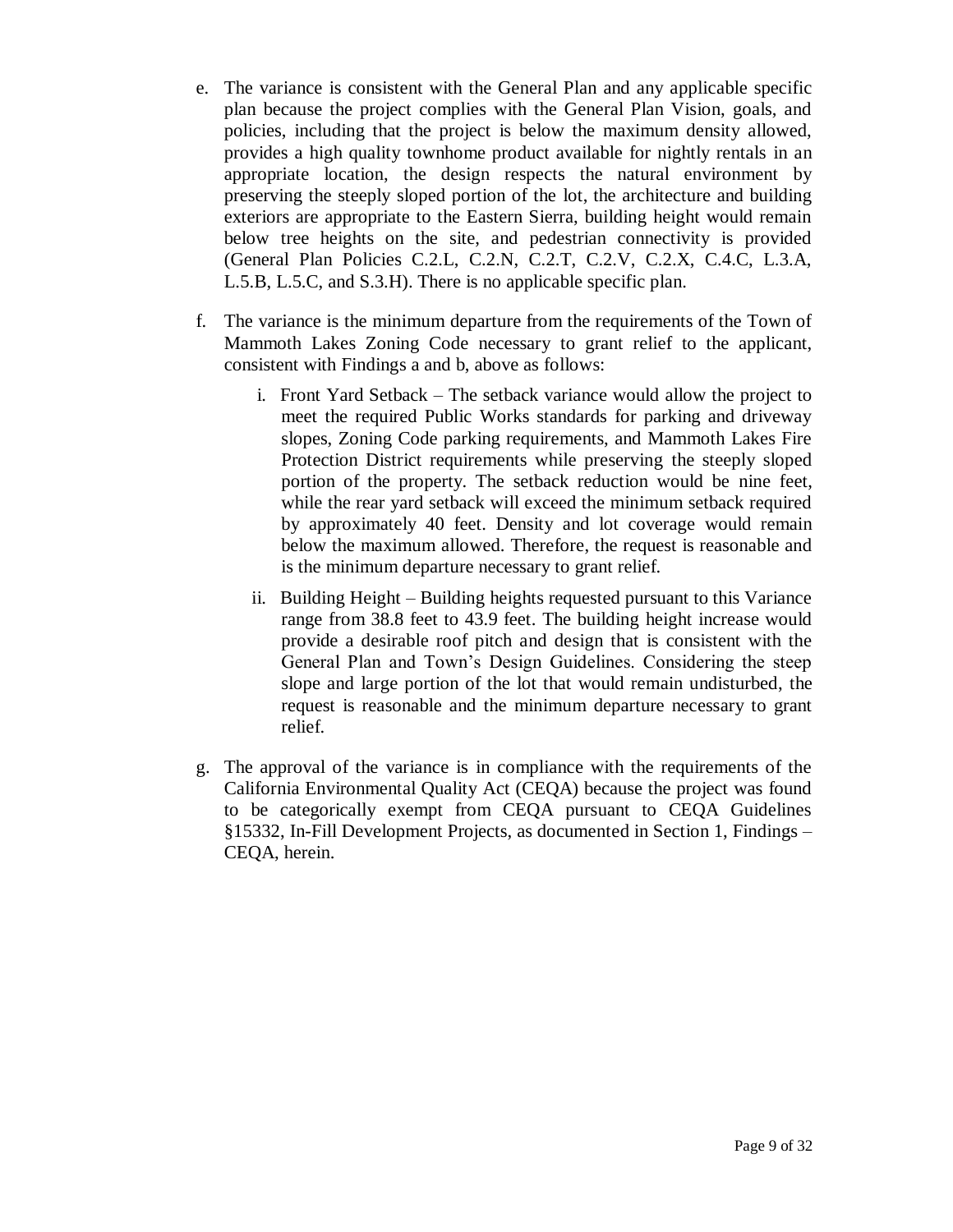e. The variance is consistent with the General Plan and any applicable specific plan because the project complies with the General Plan Vision, goals, and policies, including that the project is below the maximum density allowed, provides a high quality townhome product available for nightly rentals in an appropriate location, the design respects the natural environment by preserving the steeply sloped portion of the lot, the architecture and building exteriors are appropriate to the Eastern Sierra, building height would remain below tree heights on the site, and pedestrian connectivity is provided (General Plan Policies C.2.L, C.2.N, C.2.T, C.2.V, C.2.X, C.4.C, L.3.A, L.5.B, L.5.C, and S.3.H). There is no applicable specific plan.

f. The variance is the minimum departure from the requirements of the Town of Mammoth Lakes Zoning Code necessary to grant relief to the applicant, consistent with Findings a and b, above as follows:

   i. Front Yard Setback – The setback variance would allow the project to meet the required Public Works standards for parking and driveway slopes, Zoning Code parking requirements, and Mammoth Lakes Fire Protection District requirements while preserving the steeply sloped portion of the property. The setback reduction would be nine feet, while the rear yard setback will exceed the minimum setback required by approximately 40 feet. Density and lot coverage would remain below the maximum allowed. Therefore, the request is reasonable and is the minimum departure necessary to grant relief.

   ii. Building Height – Building heights requested pursuant to this Variance range from 38.8 feet to 43.9 feet. The building height increase would provide a desirable roof pitch and design that is consistent with the General Plan and Town's Design Guidelines. Considering the steep slope and large portion of the lot that would remain undisturbed, the request is reasonable and the minimum departure necessary to grant relief.

g. The approval of the variance is in compliance with the requirements of the California Environmental Quality Act (CEQA) because the project was found to be categorically exempt from CEQA pursuant to CEQA Guidelines §15332, In-Fill Development Projects, as documented in Section 1, Findings – CEQA, herein.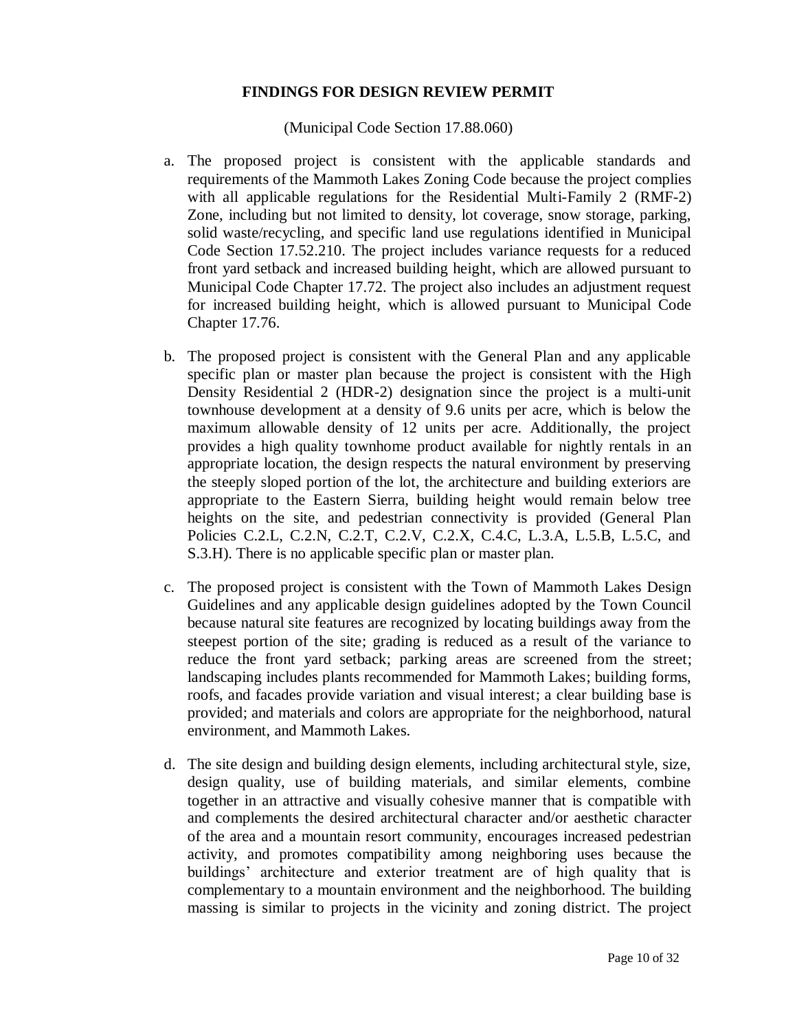**FINDINGS FOR DESIGN REVIEW PERMIT**

(Municipal Code Section 17.88.060)

a. The proposed project is consistent with the applicable standards and requirements of the Mammoth Lakes Zoning Code because the project complies with all applicable regulations for the Residential Multi-Family 2 (RMF-2) Zone, including but not limited to density, lot coverage, snow storage, parking, solid waste/recycling, and specific land use regulations identified in Municipal Code Section 17.52.210. The project includes variance requests for a reduced front yard setback and increased building height, which are allowed pursuant to Municipal Code Chapter 17.72. The project also includes an adjustment request for increased building height, which is allowed pursuant to Municipal Code Chapter 17.76.

b. The proposed project is consistent with the General Plan and any applicable specific plan or master plan because the project is consistent with the High Density Residential 2 (HDR-2) designation since the project is a multi-unit townhouse development at a density of 9.6 units per acre, which is below the maximum allowable density of 12 units per acre. Additionally, the project provides a high quality townhome product available for nightly rentals in an appropriate location, the design respects the natural environment by preserving the steeply sloped portion of the lot, the architecture and building exteriors are appropriate to the Eastern Sierra, building height would remain below tree heights on the site, and pedestrian connectivity is provided (General Plan Policies C.2.L, C.2.N, C.2.T, C.2.V, C.2.X, C.4.C, L.3.A, L.5.B, L.5.C, and S.3.H). There is no applicable specific plan or master plan.

c. The proposed project is consistent with the Town of Mammoth Lakes Design Guidelines and any applicable design guidelines adopted by the Town Council because natural site features are recognized by locating buildings away from the steepest portion of the site; grading is reduced as a result of the variance to reduce the front yard setback; parking areas are screened from the street; landscaping includes plants recommended for Mammoth Lakes; building forms, roofs, and facades provide variation and visual interest; a clear building base is provided; and materials and colors are appropriate for the neighborhood, natural environment, and Mammoth Lakes.

d. The site design and building design elements, including architectural style, size, design quality, use of building materials, and similar elements, combine together in an attractive and visually cohesive manner that is compatible with and complements the desired architectural character and/or aesthetic character of the area and a mountain resort community, encourages increased pedestrian activity, and promotes compatibility among neighboring uses because the buildings' architecture and exterior treatment are of high quality that is complementary to a mountain environment and the neighborhood. The building massing is similar to projects in the vicinity and zoning district. The project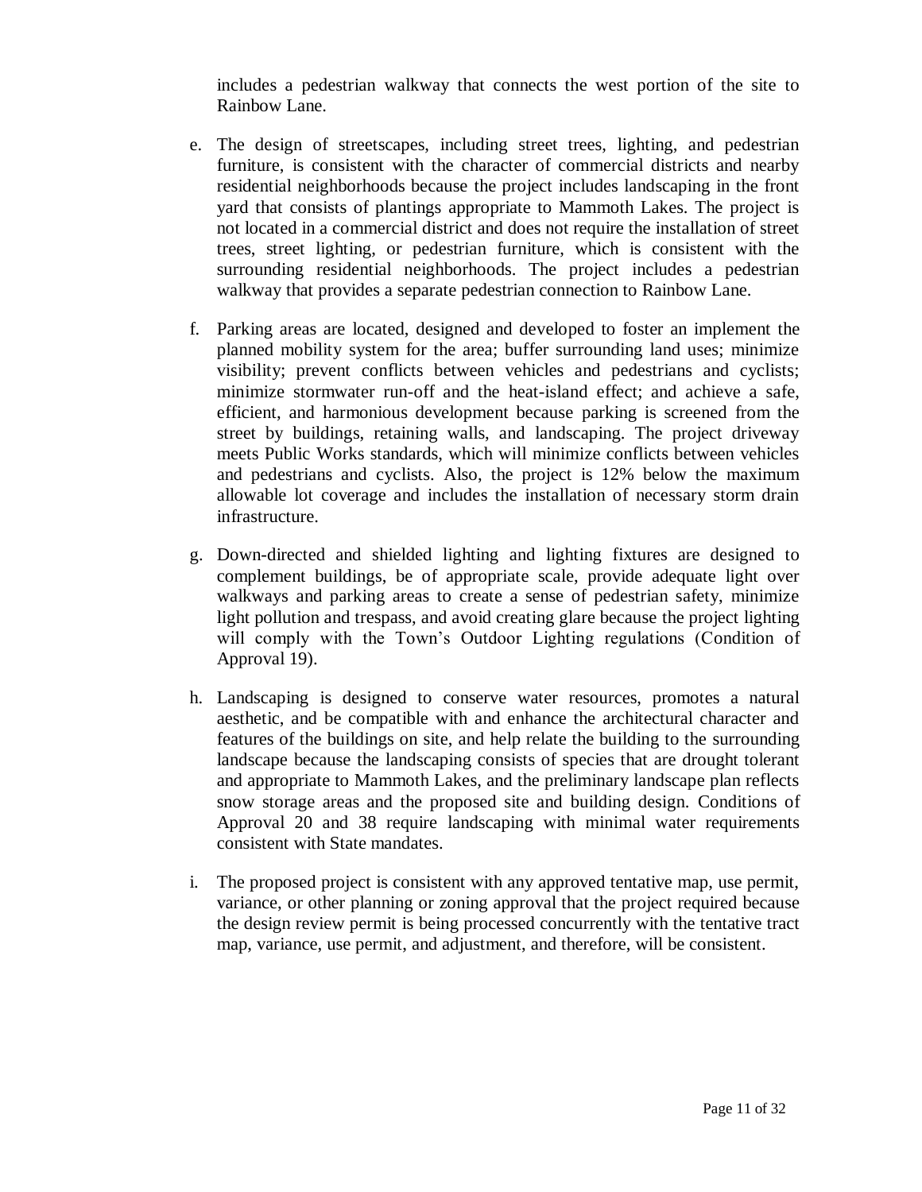includes a pedestrian walkway that connects the west portion of the site to Rainbow Lane.

e. The design of streetscapes, including street trees, lighting, and pedestrian furniture, is consistent with the character of commercial districts and nearby residential neighborhoods because the project includes landscaping in the front yard that consists of plantings appropriate to Mammoth Lakes. The project is not located in a commercial district and does not require the installation of street trees, street lighting, or pedestrian furniture, which is consistent with the surrounding residential neighborhoods. The project includes a pedestrian walkway that provides a separate pedestrian connection to Rainbow Lane.

f. Parking areas are located, designed and developed to foster an implement the planned mobility system for the area; buffer surrounding land uses; minimize visibility; prevent conflicts between vehicles and pedestrians and cyclists; minimize stormwater run-off and the heat-island effect; and achieve a safe, efficient, and harmonious development because parking is screened from the street by buildings, retaining walls, and landscaping. The project driveway meets Public Works standards, which will minimize conflicts between vehicles and pedestrians and cyclists. Also, the project is 12% below the maximum allowable lot coverage and includes the installation of necessary storm drain infrastructure.

g. Down-directed and shielded lighting and lighting fixtures are designed to complement buildings, be of appropriate scale, provide adequate light over walkways and parking areas to create a sense of pedestrian safety, minimize light pollution and trespass, and avoid creating glare because the project lighting will comply with the Town's Outdoor Lighting regulations (Condition of Approval 19).

h. Landscaping is designed to conserve water resources, promotes a natural aesthetic, and be compatible with and enhance the architectural character and features of the buildings on site, and help relate the building to the surrounding landscape because the landscaping consists of species that are drought tolerant and appropriate to Mammoth Lakes, and the preliminary landscape plan reflects snow storage areas and the proposed site and building design. Conditions of Approval 20 and 38 require landscaping with minimal water requirements consistent with State mandates.

i. The proposed project is consistent with any approved tentative map, use permit, variance, or other planning or zoning approval that the project required because the design review permit is being processed concurrently with the tentative tract map, variance, use permit, and adjustment, and therefore, will be consistent.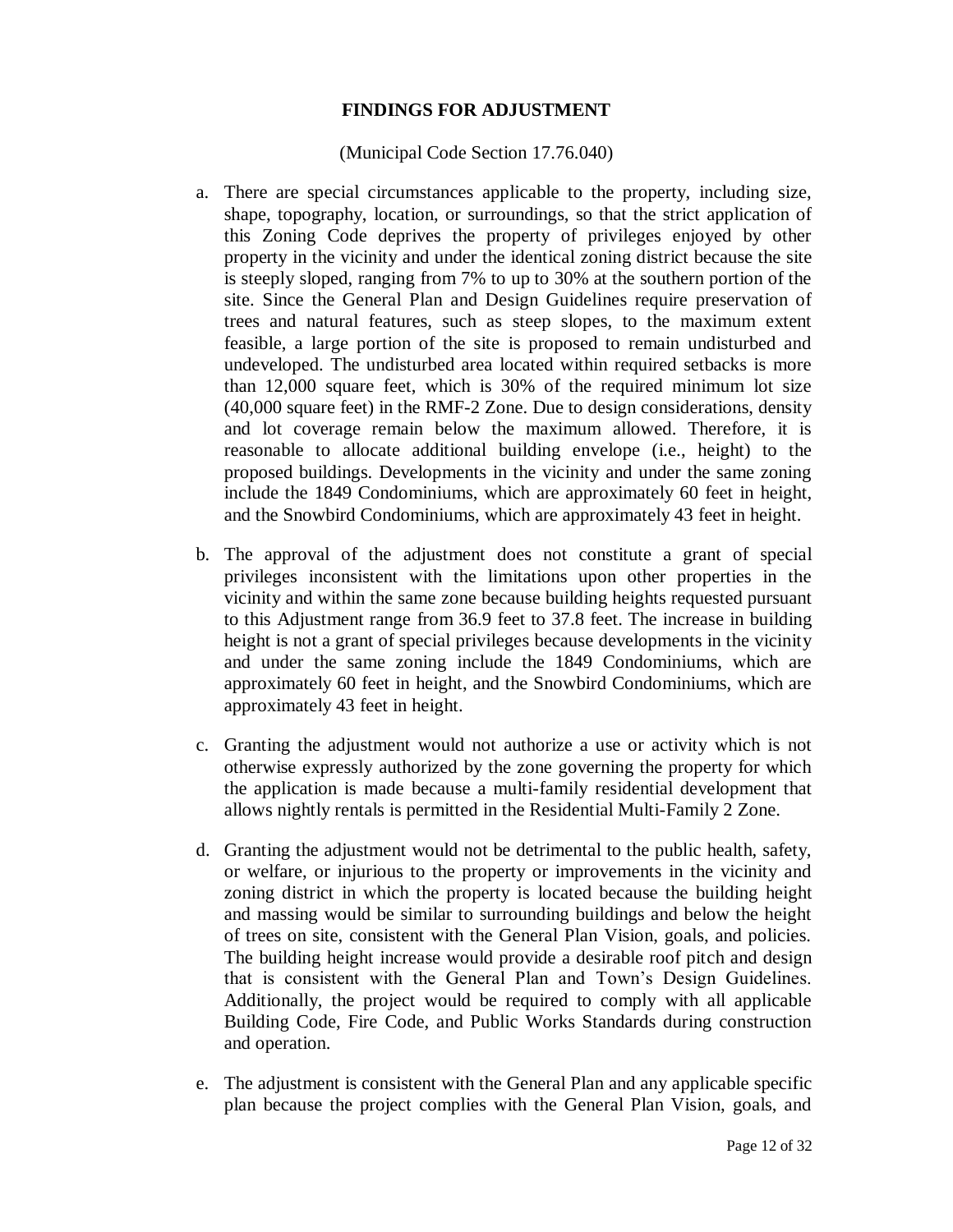**FINDINGS FOR ADJUSTMENT**

(Municipal Code Section 17.76.040)

a. There are special circumstances applicable to the property, including size, shape, topography, location, or surroundings, so that the strict application of this Zoning Code deprives the property of privileges enjoyed by other property in the vicinity and under the identical zoning district because the site is steeply sloped, ranging from 7% to up to 30% at the southern portion of the site. Since the General Plan and Design Guidelines require preservation of trees and natural features, such as steep slopes, to the maximum extent feasible, a large portion of the site is proposed to remain undisturbed and undeveloped. The undisturbed area located within required setbacks is more than 12,000 square feet, which is 30% of the required minimum lot size (40,000 square feet) in the RMF-2 Zone. Due to design considerations, density and lot coverage remain below the maximum allowed. Therefore, it is reasonable to allocate additional building envelope (i.e., height) to the proposed buildings. Developments in the vicinity and under the same zoning include the 1849 Condominiums, which are approximately 60 feet in height, and the Snowbird Condominiums, which are approximately 43 feet in height.

b. The approval of the adjustment does not constitute a grant of special privileges inconsistent with the limitations upon other properties in the vicinity and within the same zone because building heights requested pursuant to this Adjustment range from 36.9 feet to 37.8 feet. The increase in building height is not a grant of special privileges because developments in the vicinity and under the same zoning include the 1849 Condominiums, which are approximately 60 feet in height, and the Snowbird Condominiums, which are approximately 43 feet in height.

c. Granting the adjustment would not authorize a use or activity which is not otherwise expressly authorized by the zone governing the property for which the application is made because a multi-family residential development that allows nightly rentals is permitted in the Residential Multi-Family 2 Zone.

d. Granting the adjustment would not be detrimental to the public health, safety, or welfare, or injurious to the property or improvements in the vicinity and zoning district in which the property is located because the building height and massing would be similar to surrounding buildings and below the height of trees on site, consistent with the General Plan Vision, goals, and policies. The building height increase would provide a desirable roof pitch and design that is consistent with the General Plan and Town's Design Guidelines. Additionally, the project would be required to comply with all applicable Building Code, Fire Code, and Public Works Standards during construction and operation.

e. The adjustment is consistent with the General Plan and any applicable specific plan because the project complies with the General Plan Vision, goals, and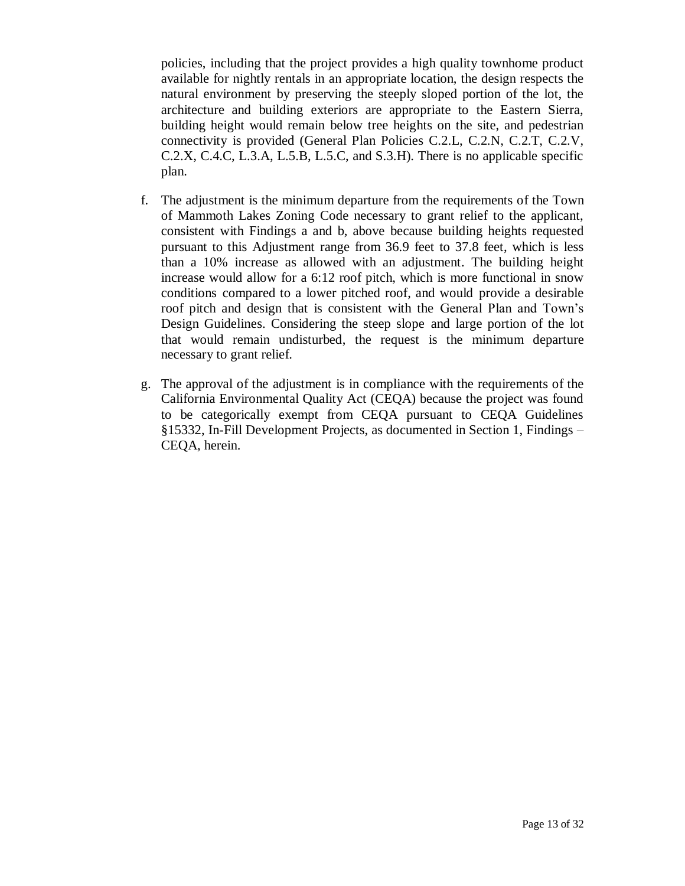policies, including that the project provides a high quality townhome product available for nightly rentals in an appropriate location, the design respects the natural environment by preserving the steeply sloped portion of the lot, the architecture and building exteriors are appropriate to the Eastern Sierra, building height would remain below tree heights on the site, and pedestrian connectivity is provided (General Plan Policies C.2.L, C.2.N, C.2.T, C.2.V, C.2.X, C.4.C, L.3.A, L.5.B, L.5.C, and S.3.H). There is no applicable specific plan.

f. The adjustment is the minimum departure from the requirements of the Town of Mammoth Lakes Zoning Code necessary to grant relief to the applicant, consistent with Findings a and b, above because building heights requested pursuant to this Adjustment range from 36.9 feet to 37.8 feet, which is less than a 10% increase as allowed with an adjustment. The building height increase would allow for a 6:12 roof pitch, which is more functional in snow conditions compared to a lower pitched roof, and would provide a desirable roof pitch and design that is consistent with the General Plan and Town's Design Guidelines. Considering the steep slope and large portion of the lot that would remain undisturbed, the request is the minimum departure necessary to grant relief.

g. The approval of the adjustment is in compliance with the requirements of the California Environmental Quality Act (CEQA) because the project was found to be categorically exempt from CEQA pursuant to CEQA Guidelines §15332, In-Fill Development Projects, as documented in Section 1, Findings – CEQA, herein.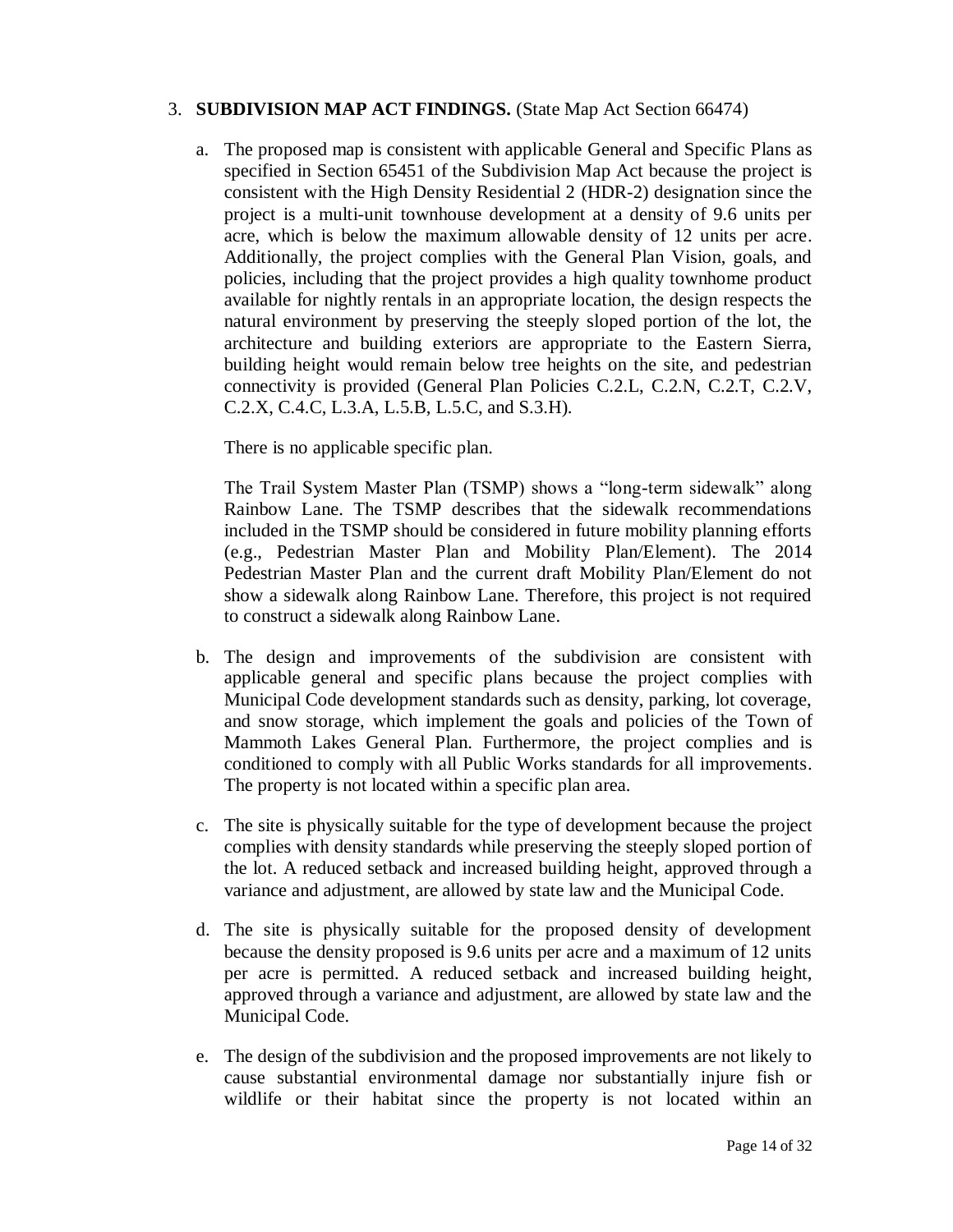3. **SUBDIVISION MAP ACT FINDINGS.** (State Map Act Section 66474)

   a. The proposed map is consistent with applicable General and Specific Plans as specified in Section 65451 of the Subdivision Map Act because the project is consistent with the High Density Residential 2 (HDR-2) designation since the project is a multi-unit townhouse development at a density of 9.6 units per acre, which is below the maximum allowable density of 12 units per acre. Additionally, the project complies with the General Plan Vision, goals, and policies, including that the project provides a high quality townhome product available for nightly rentals in an appropriate location, the design respects the natural environment by preserving the steeply sloped portion of the lot, the architecture and building exteriors are appropriate to the Eastern Sierra, building height would remain below tree heights on the site, and pedestrian connectivity is provided (General Plan Policies C.2.L, C.2.N, C.2.T, C.2.V, C.2.X, C.4.C, L.3.A, L.5.B, L.5.C, and S.3.H).

      There is no applicable specific plan.

      The Trail System Master Plan (TSMP) shows a "long-term sidewalk" along Rainbow Lane. The TSMP describes that the sidewalk recommendations included in the TSMP should be considered in future mobility planning efforts (e.g., Pedestrian Master Plan and Mobility Plan/Element). The 2014 Pedestrian Master Plan and the current draft Mobility Plan/Element do not show a sidewalk along Rainbow Lane. Therefore, this project is not required to construct a sidewalk along Rainbow Lane.

   b. The design and improvements of the subdivision are consistent with applicable general and specific plans because the project complies with Municipal Code development standards such as density, parking, lot coverage, and snow storage, which implement the goals and policies of the Town of Mammoth Lakes General Plan. Furthermore, the project complies and is conditioned to comply with all Public Works standards for all improvements. The property is not located within a specific plan area.

   c. The site is physically suitable for the type of development because the project complies with density standards while preserving the steeply sloped portion of the lot. A reduced setback and increased building height, approved through a variance and adjustment, are allowed by state law and the Municipal Code.

   d. The site is physically suitable for the proposed density of development because the density proposed is 9.6 units per acre and a maximum of 12 units per acre is permitted. A reduced setback and increased building height, approved through a variance and adjustment, are allowed by state law and the Municipal Code.

   e. The design of the subdivision and the proposed improvements are not likely to cause substantial environmental damage nor substantially injure fish or wildlife or their habitat since the property is not located within an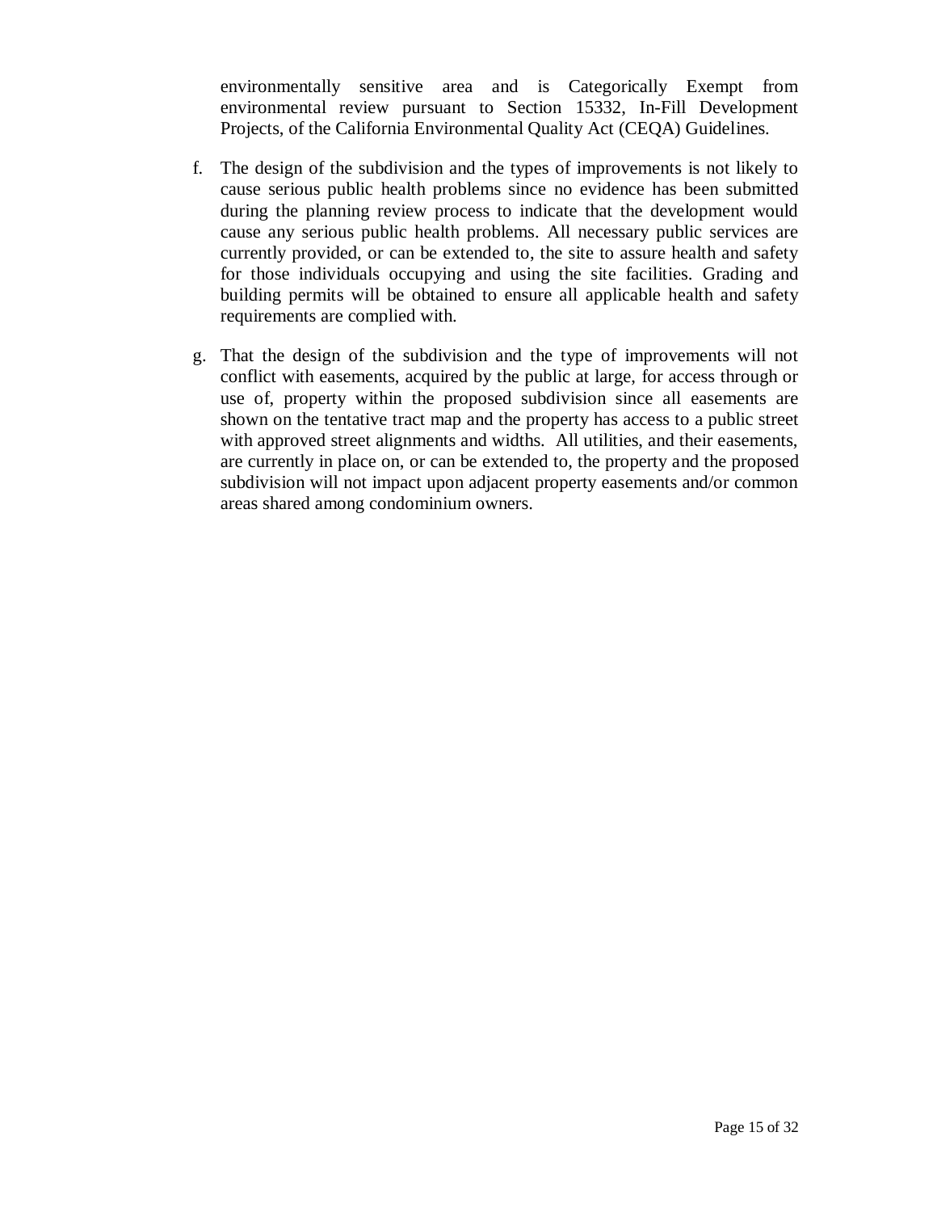environmentally sensitive area and is Categorically Exempt from environmental review pursuant to Section 15332, In-Fill Development Projects, of the California Environmental Quality Act (CEQA) Guidelines.

f. The design of the subdivision and the types of improvements is not likely to cause serious public health problems since no evidence has been submitted during the planning review process to indicate that the development would cause any serious public health problems. All necessary public services are currently provided, or can be extended to, the site to assure health and safety for those individuals occupying and using the site facilities. Grading and building permits will be obtained to ensure all applicable health and safety requirements are complied with.

g. That the design of the subdivision and the type of improvements will not conflict with easements, acquired by the public at large, for access through or use of, property within the proposed subdivision since all easements are shown on the tentative tract map and the property has access to a public street with approved street alignments and widths. All utilities, and their easements, are currently in place on, or can be extended to, the property and the proposed subdivision will not impact upon adjacent property easements and/or common areas shared among condominium owners.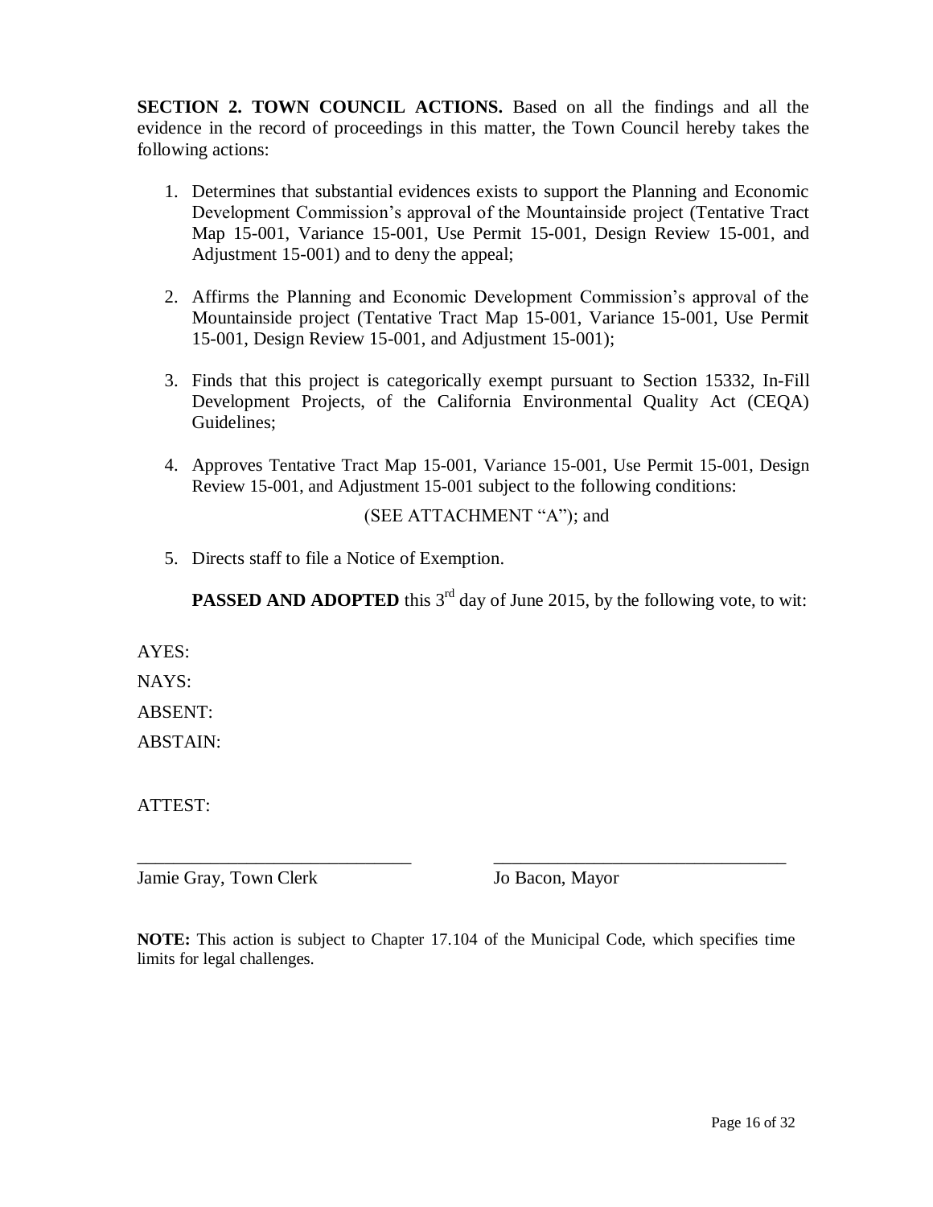**SECTION 2. TOWN COUNCIL ACTIONS.** Based on all the findings and all the evidence in the record of proceedings in this matter, the Town Council hereby takes the following actions:

1. Determines that substantial evidences exists to support the Planning and Economic Development Commission's approval of the Mountainside project (Tentative Tract Map 15-001, Variance 15-001, Use Permit 15-001, Design Review 15-001, and Adjustment 15-001) and to deny the appeal;

2. Affirms the Planning and Economic Development Commission's approval of the Mountainside project (Tentative Tract Map 15-001, Variance 15-001, Use Permit 15-001, Design Review 15-001, and Adjustment 15-001);

3. Finds that this project is categorically exempt pursuant to Section 15332, In-Fill Development Projects, of the California Environmental Quality Act (CEQA) Guidelines;

4. Approves Tentative Tract Map 15-001, Variance 15-001, Use Permit 15-001, Design Review 15-001, and Adjustment 15-001 subject to the following conditions:

   (SEE ATTACHMENT "A"); and

5. Directs staff to file a Notice of Exemption.

**PASSED AND ADOPTED** this 3rd day of June 2015, by the following vote, to wit:

AYES:

NAYS:

ABSENT:

ABSTAIN:

ATTEST:

______________________________ ______________________________

Jamie Gray, Town Clerk Jo Bacon, Mayor

**NOTE:** This action is subject to Chapter 17.104 of the Municipal Code, which specifies time limits for legal challenges.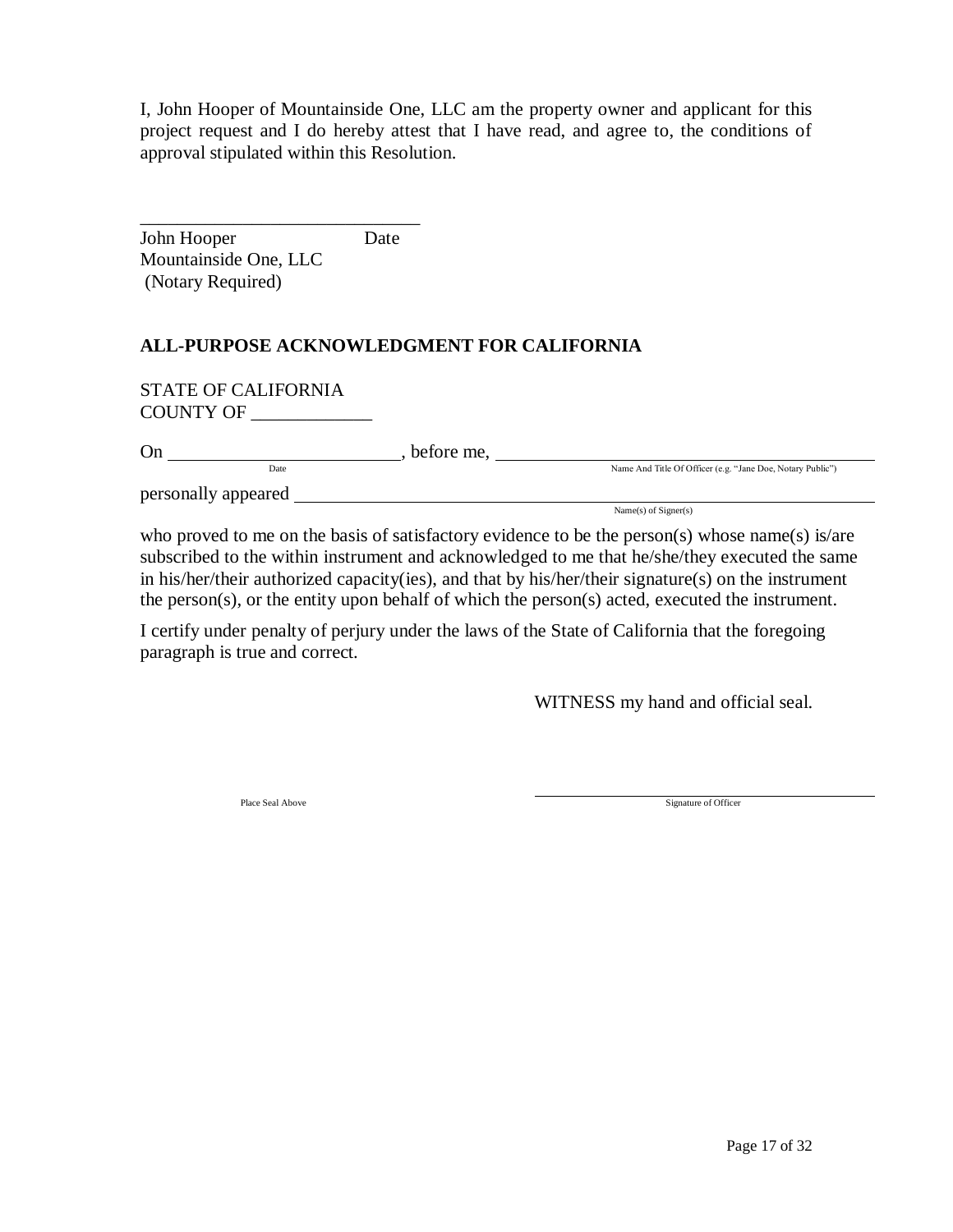I, John Hooper of Mountainside One, LLC am the property owner and applicant for this project request and I do hereby attest that I have read, and agree to, the conditions of approval stipulated within this Resolution.

______________________________

John Hooper Date
Mountainside One, LLC
(Notary Required)

**ALL-PURPOSE ACKNOWLEDGMENT FOR CALIFORNIA**

STATE OF CALIFORNIA
COUNTY OF _____________

On __________________________, before me, ________________________________________
Date Name And Title Of Officer (e.g. "Jane Doe, Notary Public")

personally appeared ______________________________________________________________
Name(s) of Signer(s)

who proved to me on the basis of satisfactory evidence to be the person(s) whose name(s) is/are subscribed to the within instrument and acknowledged to me that he/she/they executed the same in his/her/their authorized capacity(ies), and that by his/her/their signature(s) on the instrument the person(s), or the entity upon behalf of which the person(s) acted, executed the instrument.

I certify under penalty of perjury under the laws of the State of California that the foregoing paragraph is true and correct.

WITNESS my hand and official seal.

Place Seal Above

______________________________
Signature of Officer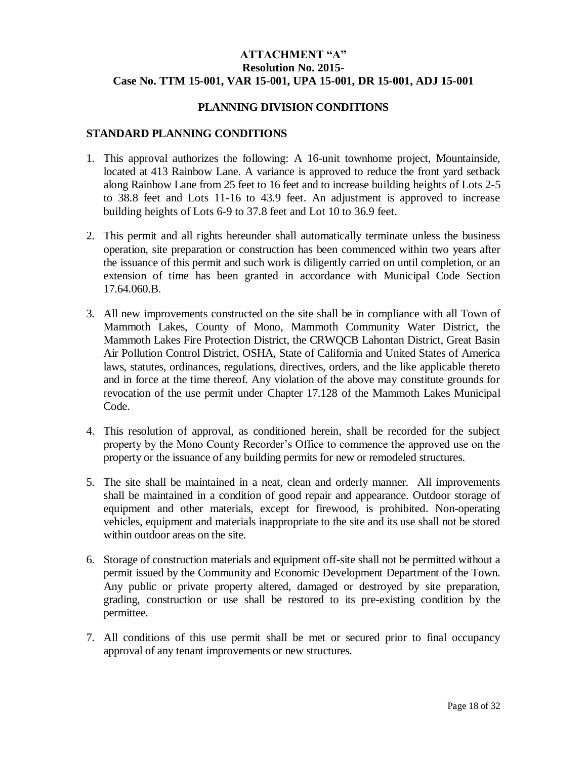**ATTACHMENT "A"**
**Resolution No. 2015-**
**Case No. TTM 15-001, VAR 15-001, UPA 15-001, DR 15-001, ADJ 15-001**

## PLANNING DIVISION CONDITIONS

### STANDARD PLANNING CONDITIONS

1. This approval authorizes the following: A 16-unit townhome project, Mountainside, located at 413 Rainbow Lane. A variance is approved to reduce the front yard setback along Rainbow Lane from 25 feet to 16 feet and to increase building heights of Lots 2-5 to 38.8 feet and Lots 11-16 to 43.9 feet. An adjustment is approved to increase building heights of Lots 6-9 to 37.8 feet and Lot 10 to 36.9 feet.

2. This permit and all rights hereunder shall automatically terminate unless the business operation, site preparation or construction has been commenced within two years after the issuance of this permit and such work is diligently carried on until completion, or an extension of time has been granted in accordance with Municipal Code Section 17.64.060.B.

3. All new improvements constructed on the site shall be in compliance with all Town of Mammoth Lakes, County of Mono, Mammoth Community Water District, the Mammoth Lakes Fire Protection District, the CRWQCB Lahontan District, Great Basin Air Pollution Control District, OSHA, State of California and United States of America laws, statutes, ordinances, regulations, directives, orders, and the like applicable thereto and in force at the time thereof. Any violation of the above may constitute grounds for revocation of the use permit under Chapter 17.128 of the Mammoth Lakes Municipal Code.

4. This resolution of approval, as conditioned herein, shall be recorded for the subject property by the Mono County Recorder's Office to commence the approved use on the property or the issuance of any building permits for new or remodeled structures.

5. The site shall be maintained in a neat, clean and orderly manner. All improvements shall be maintained in a condition of good repair and appearance. Outdoor storage of equipment and other materials, except for firewood, is prohibited. Non-operating vehicles, equipment and materials inappropriate to the site and its use shall not be stored within outdoor areas on the site.

6. Storage of construction materials and equipment off-site shall not be permitted without a permit issued by the Community and Economic Development Department of the Town. Any public or private property altered, damaged or destroyed by site preparation, grading, construction or use shall be restored to its pre-existing condition by the permittee.

7. All conditions of this use permit shall be met or secured prior to final occupancy approval of any tenant improvements or new structures.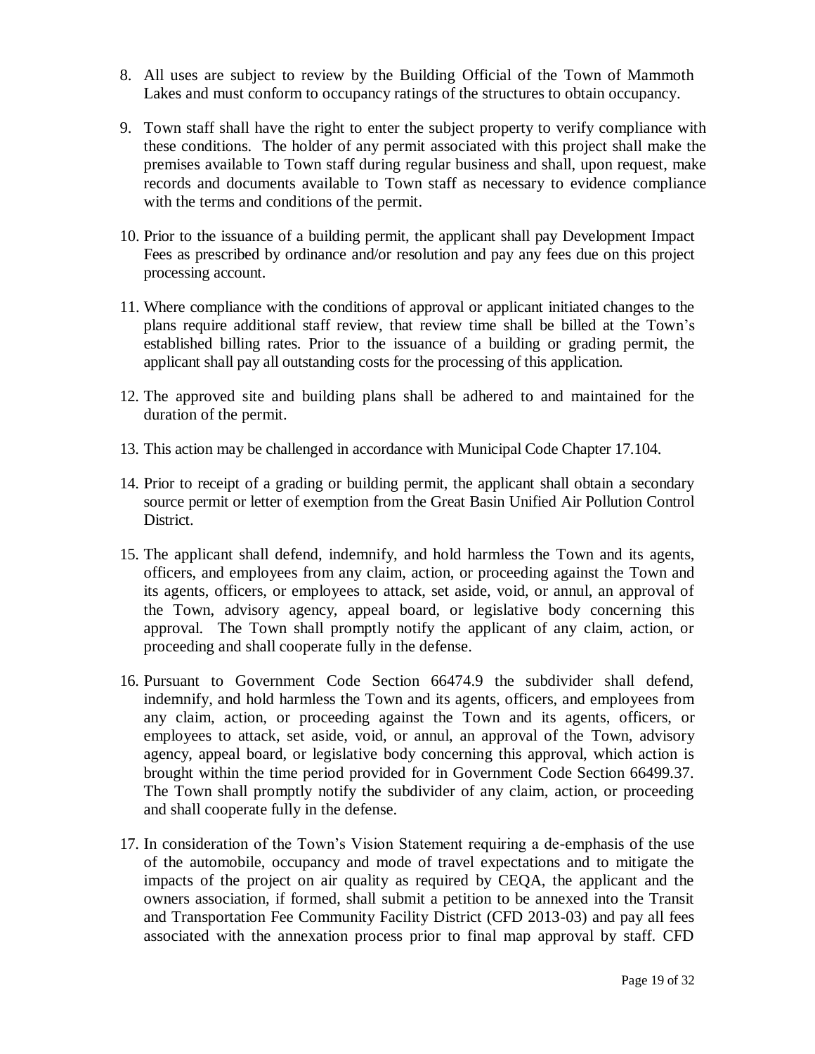8. All uses are subject to review by the Building Official of the Town of Mammoth Lakes and must conform to occupancy ratings of the structures to obtain occupancy.

9. Town staff shall have the right to enter the subject property to verify compliance with these conditions. The holder of any permit associated with this project shall make the premises available to Town staff during regular business and shall, upon request, make records and documents available to Town staff as necessary to evidence compliance with the terms and conditions of the permit.

10. Prior to the issuance of a building permit, the applicant shall pay Development Impact Fees as prescribed by ordinance and/or resolution and pay any fees due on this project processing account.

11. Where compliance with the conditions of approval or applicant initiated changes to the plans require additional staff review, that review time shall be billed at the Town's established billing rates. Prior to the issuance of a building or grading permit, the applicant shall pay all outstanding costs for the processing of this application.

12. The approved site and building plans shall be adhered to and maintained for the duration of the permit.

13. This action may be challenged in accordance with Municipal Code Chapter 17.104.

14. Prior to receipt of a grading or building permit, the applicant shall obtain a secondary source permit or letter of exemption from the Great Basin Unified Air Pollution Control District.

15. The applicant shall defend, indemnify, and hold harmless the Town and its agents, officers, and employees from any claim, action, or proceeding against the Town and its agents, officers, or employees to attack, set aside, void, or annul, an approval of the Town, advisory agency, appeal board, or legislative body concerning this approval. The Town shall promptly notify the applicant of any claim, action, or proceeding and shall cooperate fully in the defense.

16. Pursuant to Government Code Section 66474.9 the subdivider shall defend, indemnify, and hold harmless the Town and its agents, officers, and employees from any claim, action, or proceeding against the Town and its agents, officers, or employees to attack, set aside, void, or annul, an approval of the Town, advisory agency, appeal board, or legislative body concerning this approval, which action is brought within the time period provided for in Government Code Section 66499.37. The Town shall promptly notify the subdivider of any claim, action, or proceeding and shall cooperate fully in the defense.

17. In consideration of the Town's Vision Statement requiring a de-emphasis of the use of the automobile, occupancy and mode of travel expectations and to mitigate the impacts of the project on air quality as required by CEQA, the applicant and the owners association, if formed, shall submit a petition to be annexed into the Transit and Transportation Fee Community Facility District (CFD 2013-03) and pay all fees associated with the annexation process prior to final map approval by staff. CFD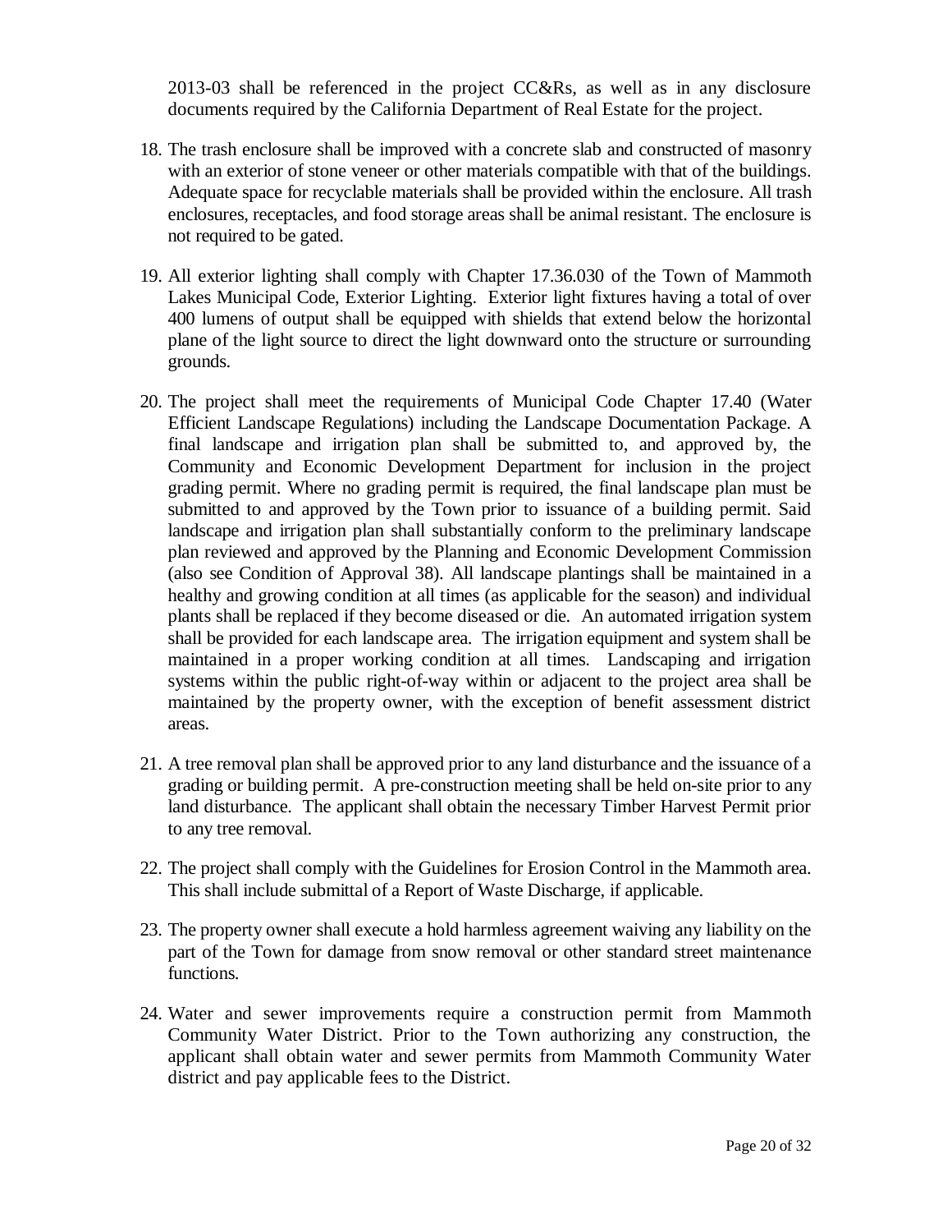2013-03 shall be referenced in the project CC&Rs, as well as in any disclosure documents required by the California Department of Real Estate for the project.

18. The trash enclosure shall be improved with a concrete slab and constructed of masonry with an exterior of stone veneer or other materials compatible with that of the buildings. Adequate space for recyclable materials shall be provided within the enclosure. All trash enclosures, receptacles, and food storage areas shall be animal resistant. The enclosure is not required to be gated.

19. All exterior lighting shall comply with Chapter 17.36.030 of the Town of Mammoth Lakes Municipal Code, Exterior Lighting. Exterior light fixtures having a total of over 400 lumens of output shall be equipped with shields that extend below the horizontal plane of the light source to direct the light downward onto the structure or surrounding grounds.

20. The project shall meet the requirements of Municipal Code Chapter 17.40 (Water Efficient Landscape Regulations) including the Landscape Documentation Package. A final landscape and irrigation plan shall be submitted to, and approved by, the Community and Economic Development Department for inclusion in the project grading permit. Where no grading permit is required, the final landscape plan must be submitted to and approved by the Town prior to issuance of a building permit. Said landscape and irrigation plan shall substantially conform to the preliminary landscape plan reviewed and approved by the Planning and Economic Development Commission (also see Condition of Approval 38). All landscape plantings shall be maintained in a healthy and growing condition at all times (as applicable for the season) and individual plants shall be replaced if they become diseased or die. An automated irrigation system shall be provided for each landscape area. The irrigation equipment and system shall be maintained in a proper working condition at all times. Landscaping and irrigation systems within the public right-of-way within or adjacent to the project area shall be maintained by the property owner, with the exception of benefit assessment district areas.

21. A tree removal plan shall be approved prior to any land disturbance and the issuance of a grading or building permit. A pre-construction meeting shall be held on-site prior to any land disturbance. The applicant shall obtain the necessary Timber Harvest Permit prior to any tree removal.

22. The project shall comply with the Guidelines for Erosion Control in the Mammoth area. This shall include submittal of a Report of Waste Discharge, if applicable.

23. The property owner shall execute a hold harmless agreement waiving any liability on the part of the Town for damage from snow removal or other standard street maintenance functions.

24. Water and sewer improvements require a construction permit from Mammoth Community Water District. Prior to the Town authorizing any construction, the applicant shall obtain water and sewer permits from Mammoth Community Water district and pay applicable fees to the District.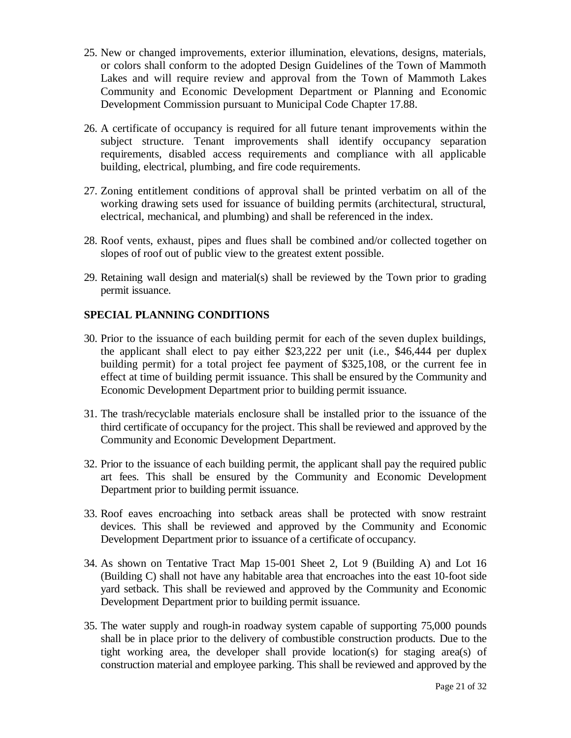25. New or changed improvements, exterior illumination, elevations, designs, materials, or colors shall conform to the adopted Design Guidelines of the Town of Mammoth Lakes and will require review and approval from the Town of Mammoth Lakes Community and Economic Development Department or Planning and Economic Development Commission pursuant to Municipal Code Chapter 17.88.

26. A certificate of occupancy is required for all future tenant improvements within the subject structure. Tenant improvements shall identify occupancy separation requirements, disabled access requirements and compliance with all applicable building, electrical, plumbing, and fire code requirements.

27. Zoning entitlement conditions of approval shall be printed verbatim on all of the working drawing sets used for issuance of building permits (architectural, structural, electrical, mechanical, and plumbing) and shall be referenced in the index.

28. Roof vents, exhaust, pipes and flues shall be combined and/or collected together on slopes of roof out of public view to the greatest extent possible.

29. Retaining wall design and material(s) shall be reviewed by the Town prior to grading permit issuance.

**SPECIAL PLANNING CONDITIONS**

30. Prior to the issuance of each building permit for each of the seven duplex buildings, the applicant shall elect to pay either $23,222 per unit (i.e., $46,444 per duplex building permit) for a total project fee payment of $325,108, or the current fee in effect at time of building permit issuance. This shall be ensured by the Community and Economic Development Department prior to building permit issuance.

31. The trash/recyclable materials enclosure shall be installed prior to the issuance of the third certificate of occupancy for the project. This shall be reviewed and approved by the Community and Economic Development Department.

32. Prior to the issuance of each building permit, the applicant shall pay the required public art fees. This shall be ensured by the Community and Economic Development Department prior to building permit issuance.

33. Roof eaves encroaching into setback areas shall be protected with snow restraint devices. This shall be reviewed and approved by the Community and Economic Development Department prior to issuance of a certificate of occupancy.

34. As shown on Tentative Tract Map 15-001 Sheet 2, Lot 9 (Building A) and Lot 16 (Building C) shall not have any habitable area that encroaches into the east 10-foot side yard setback. This shall be reviewed and approved by the Community and Economic Development Department prior to building permit issuance.

35. The water supply and rough-in roadway system capable of supporting 75,000 pounds shall be in place prior to the delivery of combustible construction products. Due to the tight working area, the developer shall provide location(s) for staging area(s) of construction material and employee parking. This shall be reviewed and approved by the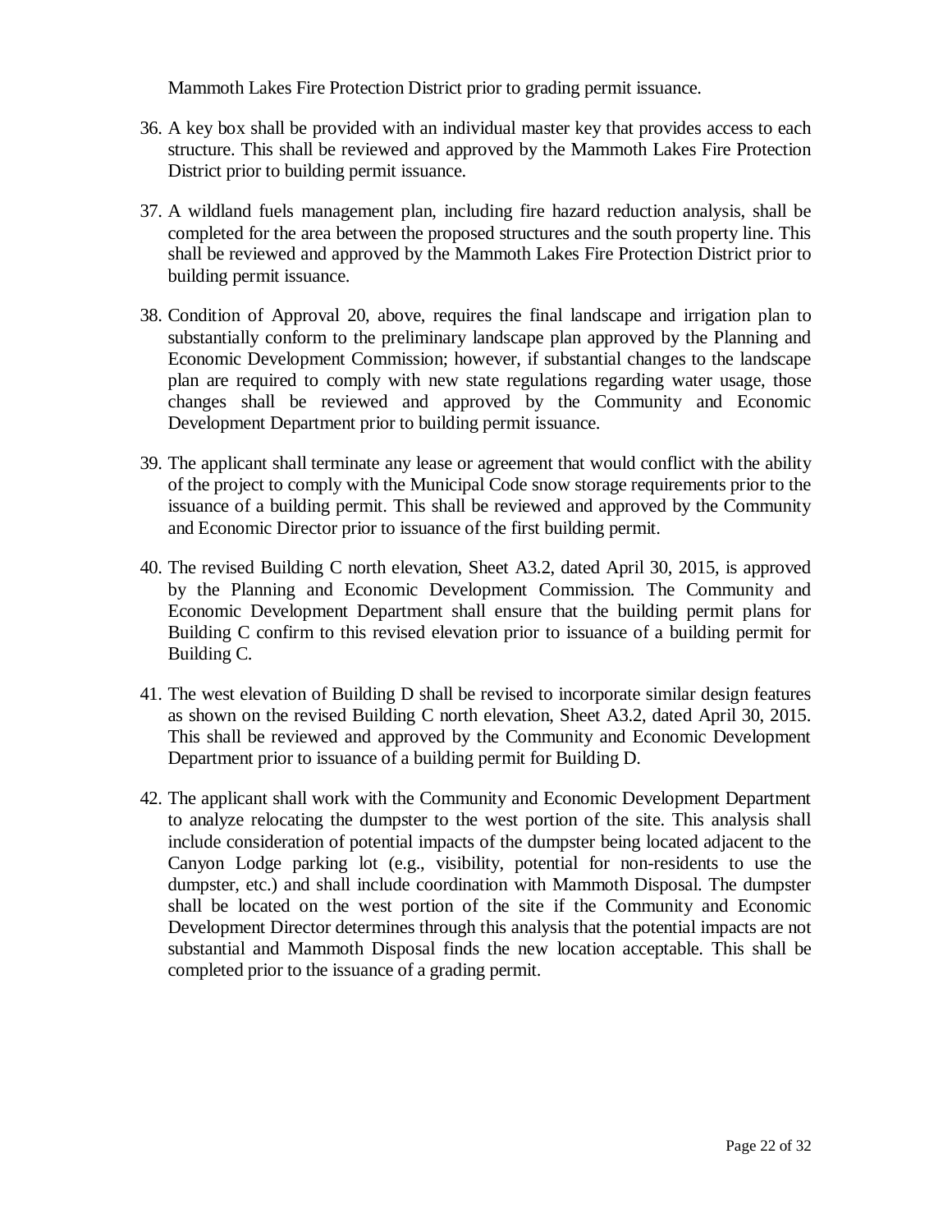Mammoth Lakes Fire Protection District prior to grading permit issuance.

36. A key box shall be provided with an individual master key that provides access to each structure. This shall be reviewed and approved by the Mammoth Lakes Fire Protection District prior to building permit issuance.

37. A wildland fuels management plan, including fire hazard reduction analysis, shall be completed for the area between the proposed structures and the south property line. This shall be reviewed and approved by the Mammoth Lakes Fire Protection District prior to building permit issuance.

38. Condition of Approval 20, above, requires the final landscape and irrigation plan to substantially conform to the preliminary landscape plan approved by the Planning and Economic Development Commission; however, if substantial changes to the landscape plan are required to comply with new state regulations regarding water usage, those changes shall be reviewed and approved by the Community and Economic Development Department prior to building permit issuance.

39. The applicant shall terminate any lease or agreement that would conflict with the ability of the project to comply with the Municipal Code snow storage requirements prior to the issuance of a building permit. This shall be reviewed and approved by the Community and Economic Director prior to issuance of the first building permit.

40. The revised Building C north elevation, Sheet A3.2, dated April 30, 2015, is approved by the Planning and Economic Development Commission. The Community and Economic Development Department shall ensure that the building permit plans for Building C confirm to this revised elevation prior to issuance of a building permit for Building C.

41. The west elevation of Building D shall be revised to incorporate similar design features as shown on the revised Building C north elevation, Sheet A3.2, dated April 30, 2015. This shall be reviewed and approved by the Community and Economic Development Department prior to issuance of a building permit for Building D.

42. The applicant shall work with the Community and Economic Development Department to analyze relocating the dumpster to the west portion of the site. This analysis shall include consideration of potential impacts of the dumpster being located adjacent to the Canyon Lodge parking lot (e.g., visibility, potential for non-residents to use the dumpster, etc.) and shall include coordination with Mammoth Disposal. The dumpster shall be located on the west portion of the site if the Community and Economic Development Director determines through this analysis that the potential impacts are not substantial and Mammoth Disposal finds the new location acceptable. This shall be completed prior to the issuance of a grading permit.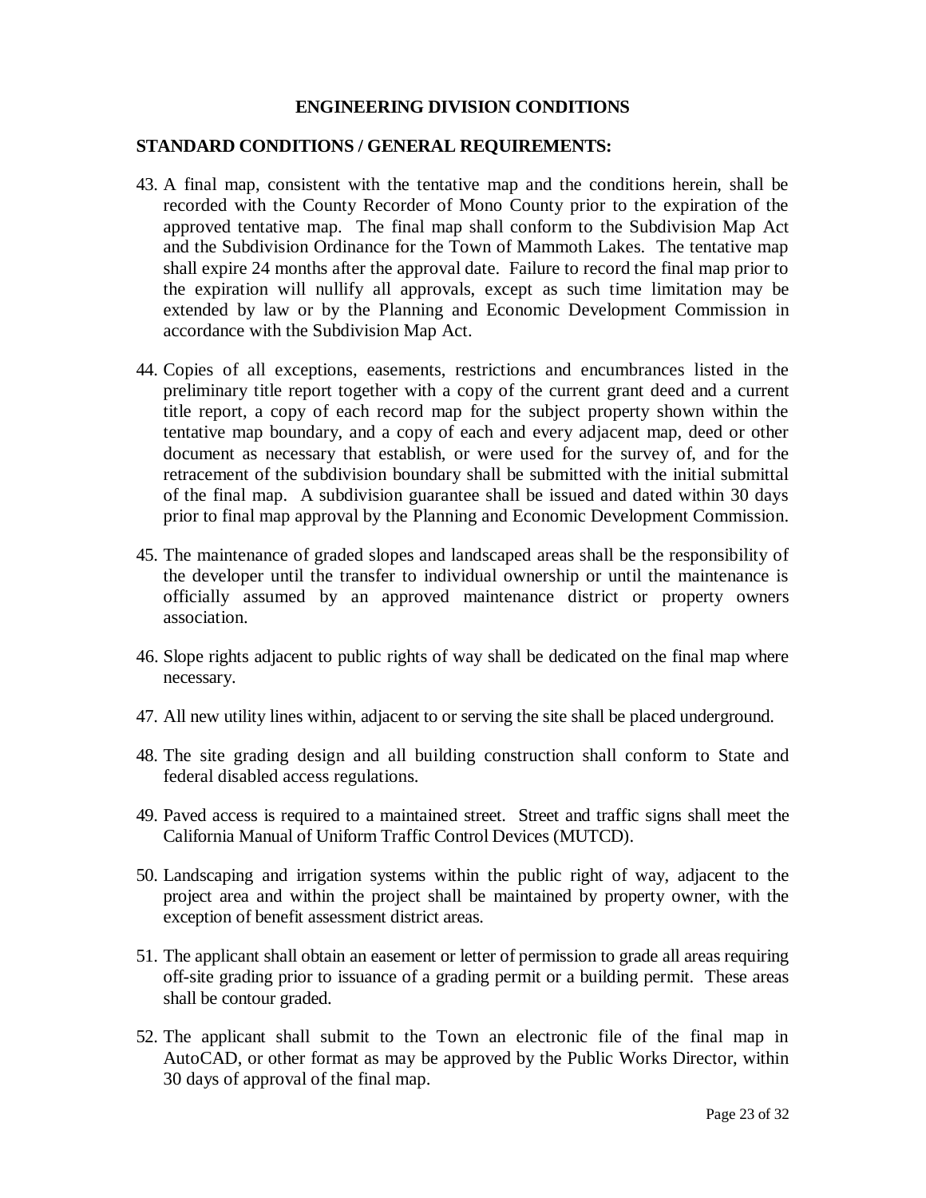## ENGINEERING DIVISION CONDITIONS

### STANDARD CONDITIONS / GENERAL REQUIREMENTS:

43. A final map, consistent with the tentative map and the conditions herein, shall be recorded with the County Recorder of Mono County prior to the expiration of the approved tentative map. The final map shall conform to the Subdivision Map Act and the Subdivision Ordinance for the Town of Mammoth Lakes. The tentative map shall expire 24 months after the approval date. Failure to record the final map prior to the expiration will nullify all approvals, except as such time limitation may be extended by law or by the Planning and Economic Development Commission in accordance with the Subdivision Map Act.

44. Copies of all exceptions, easements, restrictions and encumbrances listed in the preliminary title report together with a copy of the current grant deed and a current title report, a copy of each record map for the subject property shown within the tentative map boundary, and a copy of each and every adjacent map, deed or other document as necessary that establish, or were used for the survey of, and for the retracement of the subdivision boundary shall be submitted with the initial submittal of the final map. A subdivision guarantee shall be issued and dated within 30 days prior to final map approval by the Planning and Economic Development Commission.

45. The maintenance of graded slopes and landscaped areas shall be the responsibility of the developer until the transfer to individual ownership or until the maintenance is officially assumed by an approved maintenance district or property owners association.

46. Slope rights adjacent to public rights of way shall be dedicated on the final map where necessary.

47. All new utility lines within, adjacent to or serving the site shall be placed underground.

48. The site grading design and all building construction shall conform to State and federal disabled access regulations.

49. Paved access is required to a maintained street. Street and traffic signs shall meet the California Manual of Uniform Traffic Control Devices (MUTCD).

50. Landscaping and irrigation systems within the public right of way, adjacent to the project area and within the project shall be maintained by property owner, with the exception of benefit assessment district areas.

51. The applicant shall obtain an easement or letter of permission to grade all areas requiring off-site grading prior to issuance of a grading permit or a building permit. These areas shall be contour graded.

52. The applicant shall submit to the Town an electronic file of the final map in AutoCAD, or other format as may be approved by the Public Works Director, within 30 days of approval of the final map.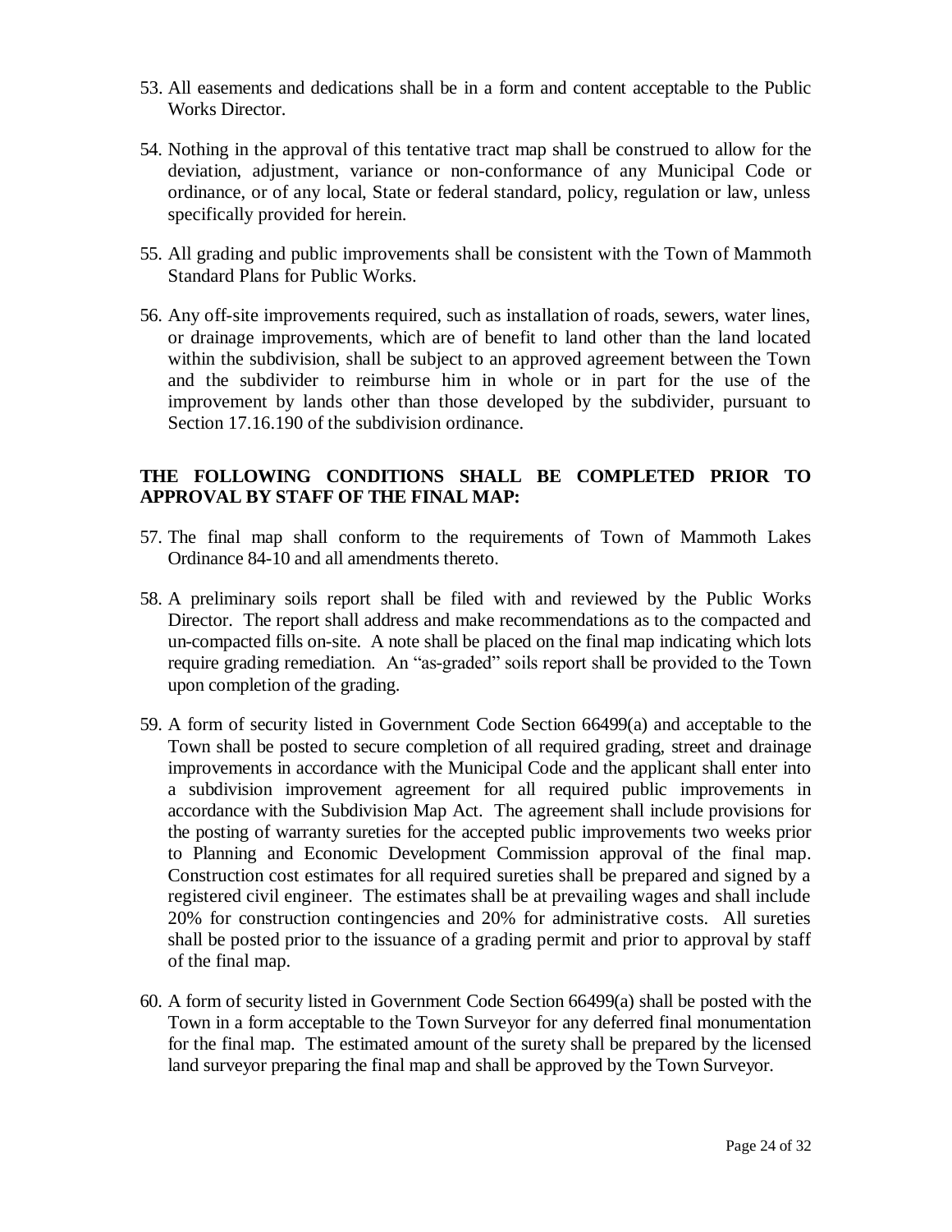53. All easements and dedications shall be in a form and content acceptable to the Public Works Director.

54. Nothing in the approval of this tentative tract map shall be construed to allow for the deviation, adjustment, variance or non-conformance of any Municipal Code or ordinance, or of any local, State or federal standard, policy, regulation or law, unless specifically provided for herein.

55. All grading and public improvements shall be consistent with the Town of Mammoth Standard Plans for Public Works.

56. Any off-site improvements required, such as installation of roads, sewers, water lines, or drainage improvements, which are of benefit to land other than the land located within the subdivision, shall be subject to an approved agreement between the Town and the subdivider to reimburse him in whole or in part for the use of the improvement by lands other than those developed by the subdivider, pursuant to Section 17.16.190 of the subdivision ordinance.

**THE FOLLOWING CONDITIONS SHALL BE COMPLETED PRIOR TO APPROVAL BY STAFF OF THE FINAL MAP:**

57. The final map shall conform to the requirements of Town of Mammoth Lakes Ordinance 84-10 and all amendments thereto.

58. A preliminary soils report shall be filed with and reviewed by the Public Works Director. The report shall address and make recommendations as to the compacted and un-compacted fills on-site. A note shall be placed on the final map indicating which lots require grading remediation. An "as-graded" soils report shall be provided to the Town upon completion of the grading.

59. A form of security listed in Government Code Section 66499(a) and acceptable to the Town shall be posted to secure completion of all required grading, street and drainage improvements in accordance with the Municipal Code and the applicant shall enter into a subdivision improvement agreement for all required public improvements in accordance with the Subdivision Map Act. The agreement shall include provisions for the posting of warranty sureties for the accepted public improvements two weeks prior to Planning and Economic Development Commission approval of the final map. Construction cost estimates for all required sureties shall be prepared and signed by a registered civil engineer. The estimates shall be at prevailing wages and shall include 20% for construction contingencies and 20% for administrative costs. All sureties shall be posted prior to the issuance of a grading permit and prior to approval by staff of the final map.

60. A form of security listed in Government Code Section 66499(a) shall be posted with the Town in a form acceptable to the Town Surveyor for any deferred final monumentation for the final map. The estimated amount of the surety shall be prepared by the licensed land surveyor preparing the final map and shall be approved by the Town Surveyor.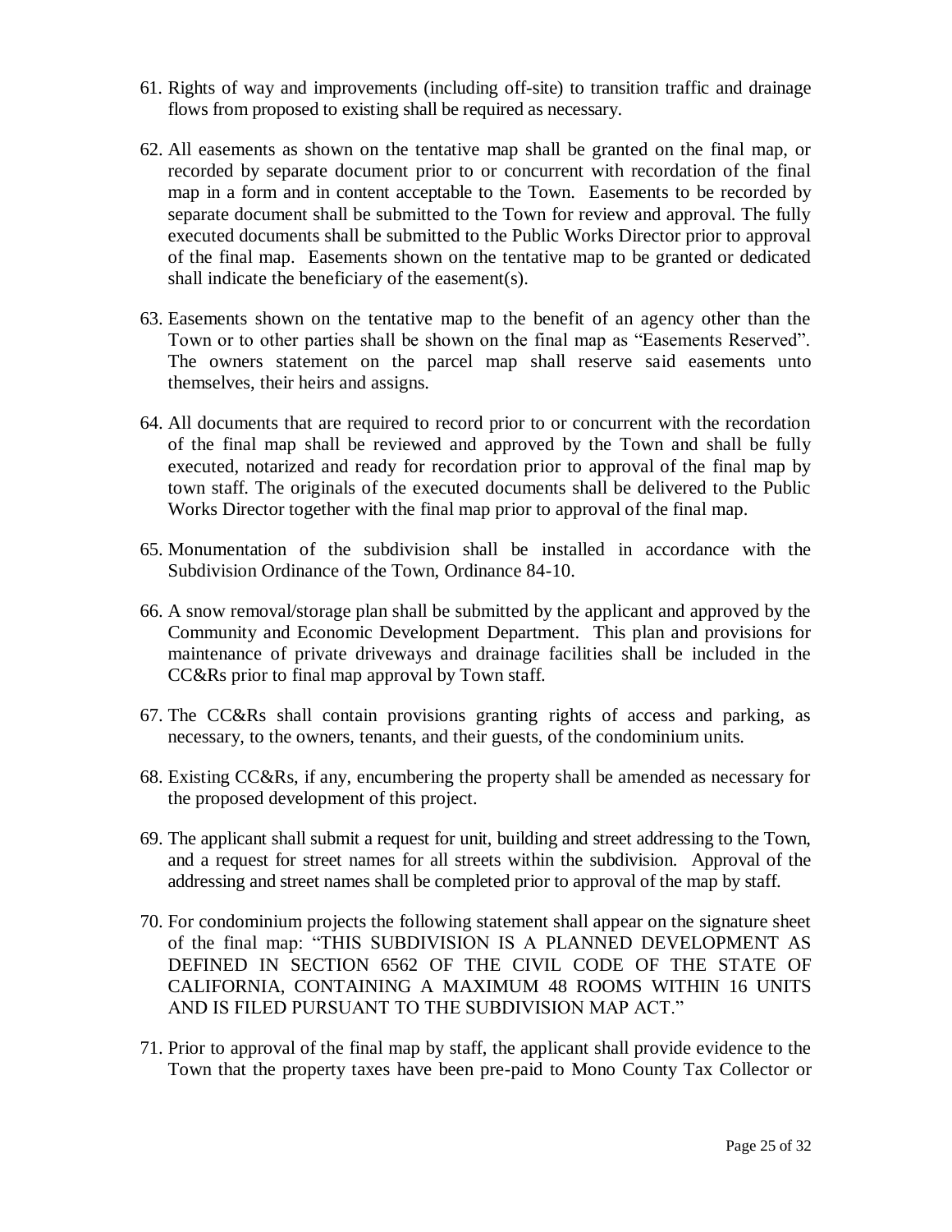61. Rights of way and improvements (including off-site) to transition traffic and drainage flows from proposed to existing shall be required as necessary.

62. All easements as shown on the tentative map shall be granted on the final map, or recorded by separate document prior to or concurrent with recordation of the final map in a form and in content acceptable to the Town. Easements to be recorded by separate document shall be submitted to the Town for review and approval. The fully executed documents shall be submitted to the Public Works Director prior to approval of the final map. Easements shown on the tentative map to be granted or dedicated shall indicate the beneficiary of the easement(s).

63. Easements shown on the tentative map to the benefit of an agency other than the Town or to other parties shall be shown on the final map as "Easements Reserved". The owners statement on the parcel map shall reserve said easements unto themselves, their heirs and assigns.

64. All documents that are required to record prior to or concurrent with the recordation of the final map shall be reviewed and approved by the Town and shall be fully executed, notarized and ready for recordation prior to approval of the final map by town staff. The originals of the executed documents shall be delivered to the Public Works Director together with the final map prior to approval of the final map.

65. Monumentation of the subdivision shall be installed in accordance with the Subdivision Ordinance of the Town, Ordinance 84-10.

66. A snow removal/storage plan shall be submitted by the applicant and approved by the Community and Economic Development Department. This plan and provisions for maintenance of private driveways and drainage facilities shall be included in the CC&Rs prior to final map approval by Town staff.

67. The CC&Rs shall contain provisions granting rights of access and parking, as necessary, to the owners, tenants, and their guests, of the condominium units.

68. Existing CC&Rs, if any, encumbering the property shall be amended as necessary for the proposed development of this project.

69. The applicant shall submit a request for unit, building and street addressing to the Town, and a request for street names for all streets within the subdivision. Approval of the addressing and street names shall be completed prior to approval of the map by staff.

70. For condominium projects the following statement shall appear on the signature sheet of the final map: "THIS SUBDIVISION IS A PLANNED DEVELOPMENT AS DEFINED IN SECTION 6562 OF THE CIVIL CODE OF THE STATE OF CALIFORNIA, CONTAINING A MAXIMUM 48 ROOMS WITHIN 16 UNITS AND IS FILED PURSUANT TO THE SUBDIVISION MAP ACT."

71. Prior to approval of the final map by staff, the applicant shall provide evidence to the Town that the property taxes have been pre-paid to Mono County Tax Collector or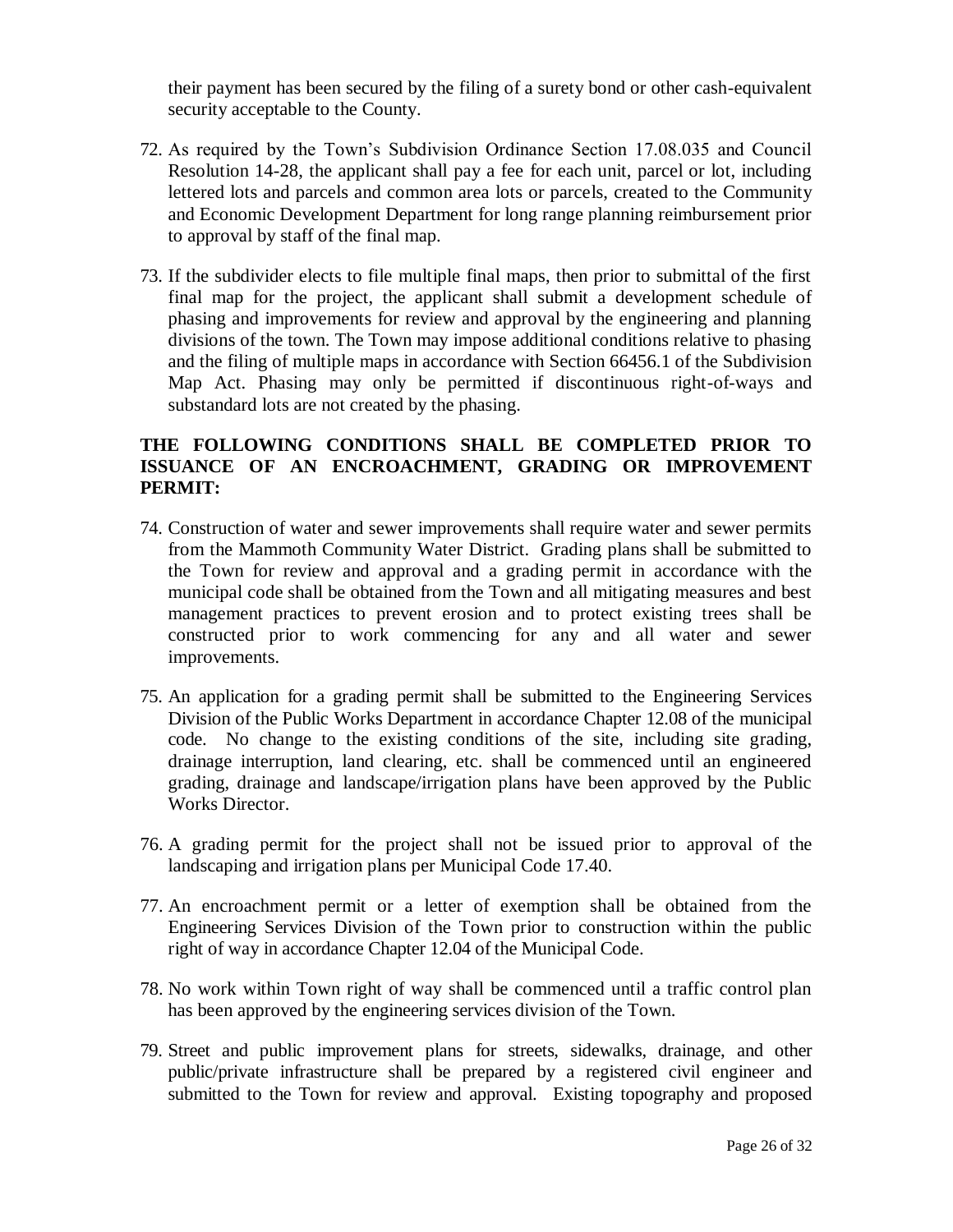their payment has been secured by the filing of a surety bond or other cash-equivalent security acceptable to the County.

72. As required by the Town's Subdivision Ordinance Section 17.08.035 and Council Resolution 14-28, the applicant shall pay a fee for each unit, parcel or lot, including lettered lots and parcels and common area lots or parcels, created to the Community and Economic Development Department for long range planning reimbursement prior to approval by staff of the final map.

73. If the subdivider elects to file multiple final maps, then prior to submittal of the first final map for the project, the applicant shall submit a development schedule of phasing and improvements for review and approval by the engineering and planning divisions of the town. The Town may impose additional conditions relative to phasing and the filing of multiple maps in accordance with Section 66456.1 of the Subdivision Map Act. Phasing may only be permitted if discontinuous right-of-ways and substandard lots are not created by the phasing.

**THE FOLLOWING CONDITIONS SHALL BE COMPLETED PRIOR TO ISSUANCE OF AN ENCROACHMENT, GRADING OR IMPROVEMENT PERMIT:**

74. Construction of water and sewer improvements shall require water and sewer permits from the Mammoth Community Water District. Grading plans shall be submitted to the Town for review and approval and a grading permit in accordance with the municipal code shall be obtained from the Town and all mitigating measures and best management practices to prevent erosion and to protect existing trees shall be constructed prior to work commencing for any and all water and sewer improvements.

75. An application for a grading permit shall be submitted to the Engineering Services Division of the Public Works Department in accordance Chapter 12.08 of the municipal code. No change to the existing conditions of the site, including site grading, drainage interruption, land clearing, etc. shall be commenced until an engineered grading, drainage and landscape/irrigation plans have been approved by the Public Works Director.

76. A grading permit for the project shall not be issued prior to approval of the landscaping and irrigation plans per Municipal Code 17.40.

77. An encroachment permit or a letter of exemption shall be obtained from the Engineering Services Division of the Town prior to construction within the public right of way in accordance Chapter 12.04 of the Municipal Code.

78. No work within Town right of way shall be commenced until a traffic control plan has been approved by the engineering services division of the Town.

79. Street and public improvement plans for streets, sidewalks, drainage, and other public/private infrastructure shall be prepared by a registered civil engineer and submitted to the Town for review and approval. Existing topography and proposed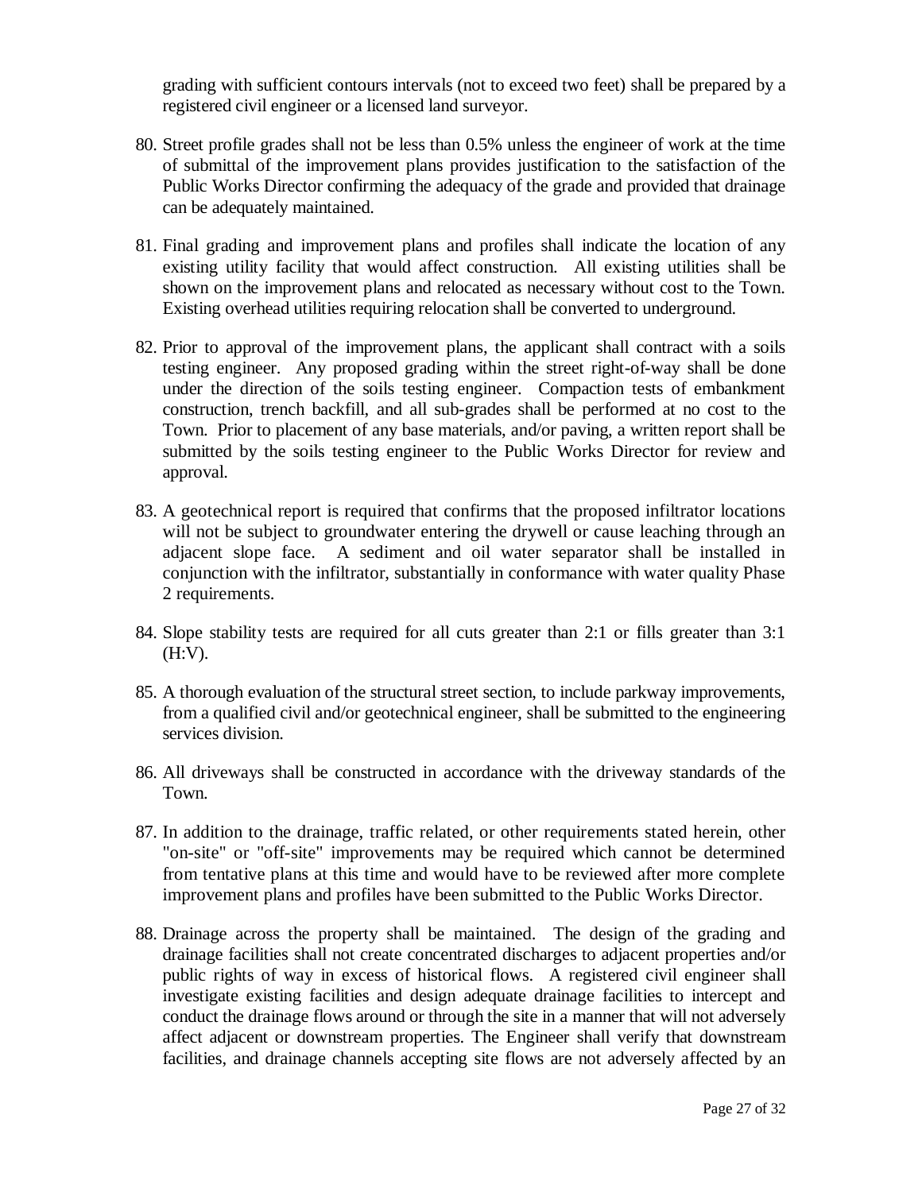grading with sufficient contours intervals (not to exceed two feet) shall be prepared by a registered civil engineer or a licensed land surveyor.

80. Street profile grades shall not be less than 0.5% unless the engineer of work at the time of submittal of the improvement plans provides justification to the satisfaction of the Public Works Director confirming the adequacy of the grade and provided that drainage can be adequately maintained.

81. Final grading and improvement plans and profiles shall indicate the location of any existing utility facility that would affect construction. All existing utilities shall be shown on the improvement plans and relocated as necessary without cost to the Town. Existing overhead utilities requiring relocation shall be converted to underground.

82. Prior to approval of the improvement plans, the applicant shall contract with a soils testing engineer. Any proposed grading within the street right-of-way shall be done under the direction of the soils testing engineer. Compaction tests of embankment construction, trench backfill, and all sub-grades shall be performed at no cost to the Town. Prior to placement of any base materials, and/or paving, a written report shall be submitted by the soils testing engineer to the Public Works Director for review and approval.

83. A geotechnical report is required that confirms that the proposed infiltrator locations will not be subject to groundwater entering the drywell or cause leaching through an adjacent slope face. A sediment and oil water separator shall be installed in conjunction with the infiltrator, substantially in conformance with water quality Phase 2 requirements.

84. Slope stability tests are required for all cuts greater than 2:1 or fills greater than 3:1 (H:V).

85. A thorough evaluation of the structural street section, to include parkway improvements, from a qualified civil and/or geotechnical engineer, shall be submitted to the engineering services division.

86. All driveways shall be constructed in accordance with the driveway standards of the Town.

87. In addition to the drainage, traffic related, or other requirements stated herein, other "on-site" or "off-site" improvements may be required which cannot be determined from tentative plans at this time and would have to be reviewed after more complete improvement plans and profiles have been submitted to the Public Works Director.

88. Drainage across the property shall be maintained. The design of the grading and drainage facilities shall not create concentrated discharges to adjacent properties and/or public rights of way in excess of historical flows. A registered civil engineer shall investigate existing facilities and design adequate drainage facilities to intercept and conduct the drainage flows around or through the site in a manner that will not adversely affect adjacent or downstream properties. The Engineer shall verify that downstream facilities, and drainage channels accepting site flows are not adversely affected by an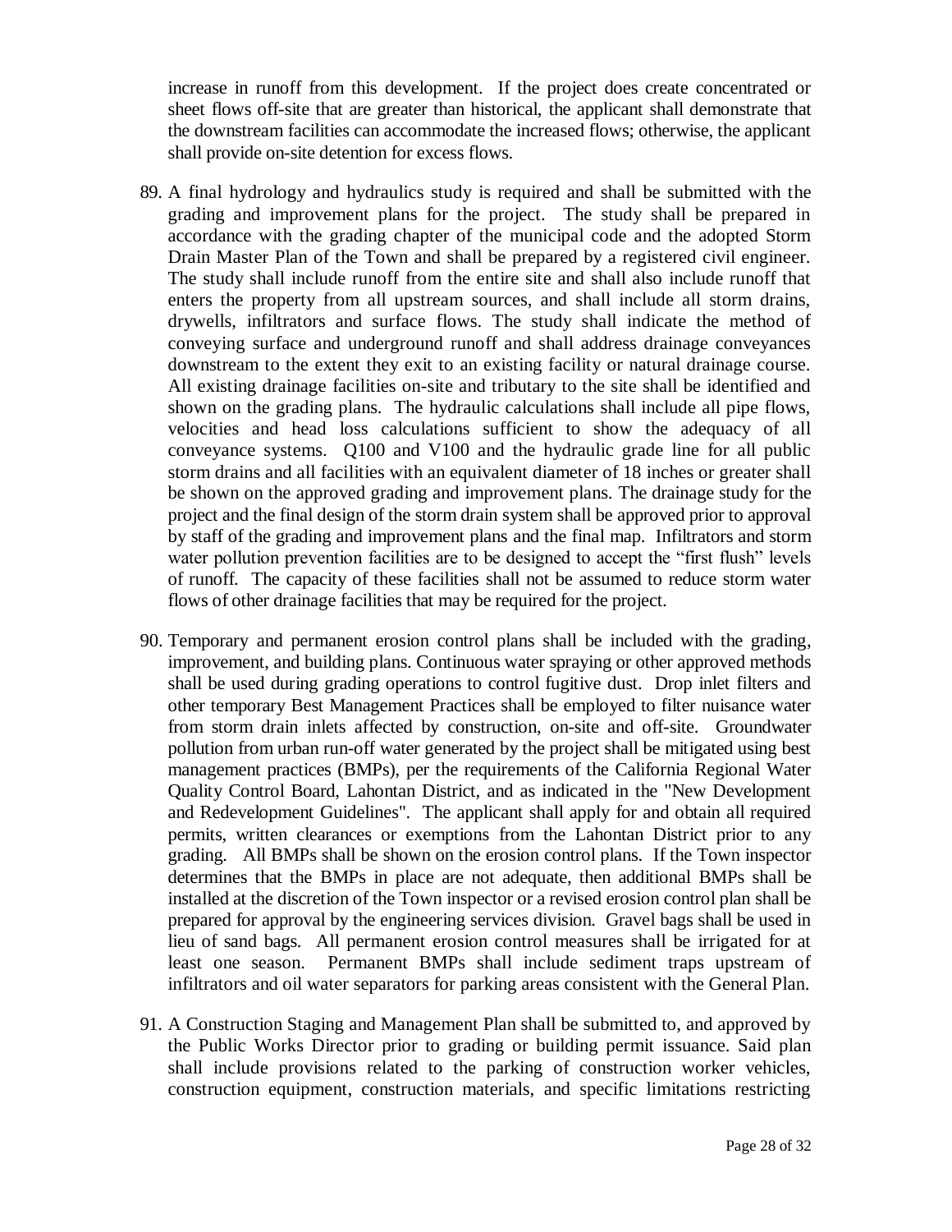increase in runoff from this development. If the project does create concentrated or sheet flows off-site that are greater than historical, the applicant shall demonstrate that the downstream facilities can accommodate the increased flows; otherwise, the applicant shall provide on-site detention for excess flows.

89. A final hydrology and hydraulics study is required and shall be submitted with the grading and improvement plans for the project. The study shall be prepared in accordance with the grading chapter of the municipal code and the adopted Storm Drain Master Plan of the Town and shall be prepared by a registered civil engineer. The study shall include runoff from the entire site and shall also include runoff that enters the property from all upstream sources, and shall include all storm drains, drywells, infiltrators and surface flows. The study shall indicate the method of conveying surface and underground runoff and shall address drainage conveyances downstream to the extent they exit to an existing facility or natural drainage course. All existing drainage facilities on-site and tributary to the site shall be identified and shown on the grading plans. The hydraulic calculations shall include all pipe flows, velocities and head loss calculations sufficient to show the adequacy of all conveyance systems. Q100 and V100 and the hydraulic grade line for all public storm drains and all facilities with an equivalent diameter of 18 inches or greater shall be shown on the approved grading and improvement plans. The drainage study for the project and the final design of the storm drain system shall be approved prior to approval by staff of the grading and improvement plans and the final map. Infiltrators and storm water pollution prevention facilities are to be designed to accept the "first flush" levels of runoff. The capacity of these facilities shall not be assumed to reduce storm water flows of other drainage facilities that may be required for the project.

90. Temporary and permanent erosion control plans shall be included with the grading, improvement, and building plans. Continuous water spraying or other approved methods shall be used during grading operations to control fugitive dust. Drop inlet filters and other temporary Best Management Practices shall be employed to filter nuisance water from storm drain inlets affected by construction, on-site and off-site. Groundwater pollution from urban run-off water generated by the project shall be mitigated using best management practices (BMPs), per the requirements of the California Regional Water Quality Control Board, Lahontan District, and as indicated in the "New Development and Redevelopment Guidelines". The applicant shall apply for and obtain all required permits, written clearances or exemptions from the Lahontan District prior to any grading. All BMPs shall be shown on the erosion control plans. If the Town inspector determines that the BMPs in place are not adequate, then additional BMPs shall be installed at the discretion of the Town inspector or a revised erosion control plan shall be prepared for approval by the engineering services division. Gravel bags shall be used in lieu of sand bags. All permanent erosion control measures shall be irrigated for at least one season. Permanent BMPs shall include sediment traps upstream of infiltrators and oil water separators for parking areas consistent with the General Plan.

91. A Construction Staging and Management Plan shall be submitted to, and approved by the Public Works Director prior to grading or building permit issuance. Said plan shall include provisions related to the parking of construction worker vehicles, construction equipment, construction materials, and specific limitations restricting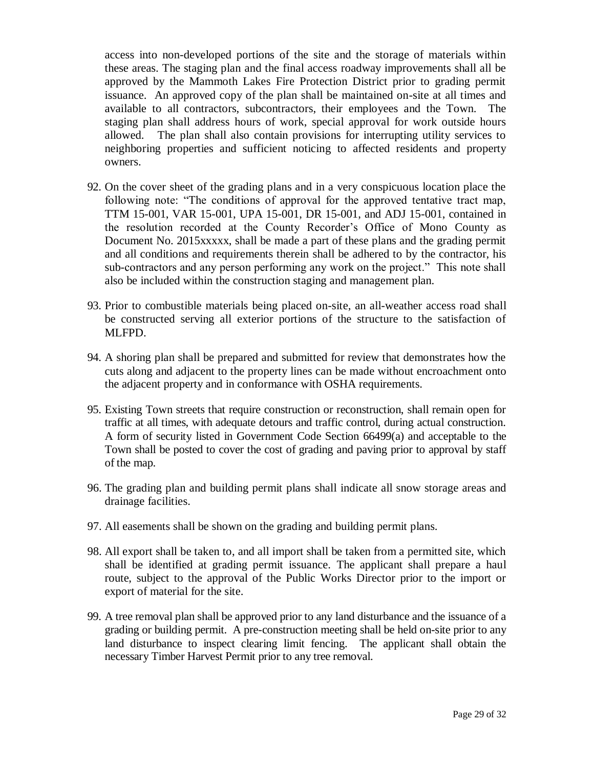access into non-developed portions of the site and the storage of materials within these areas. The staging plan and the final access roadway improvements shall all be approved by the Mammoth Lakes Fire Protection District prior to grading permit issuance. An approved copy of the plan shall be maintained on-site at all times and available to all contractors, subcontractors, their employees and the Town. The staging plan shall address hours of work, special approval for work outside hours allowed. The plan shall also contain provisions for interrupting utility services to neighboring properties and sufficient noticing to affected residents and property owners.

92. On the cover sheet of the grading plans and in a very conspicuous location place the following note: "The conditions of approval for the approved tentative tract map, TTM 15-001, VAR 15-001, UPA 15-001, DR 15-001, and ADJ 15-001, contained in the resolution recorded at the County Recorder's Office of Mono County as Document No. 2015xxxxx, shall be made a part of these plans and the grading permit and all conditions and requirements therein shall be adhered to by the contractor, his sub-contractors and any person performing any work on the project." This note shall also be included within the construction staging and management plan.

93. Prior to combustible materials being placed on-site, an all-weather access road shall be constructed serving all exterior portions of the structure to the satisfaction of MLFPD.

94. A shoring plan shall be prepared and submitted for review that demonstrates how the cuts along and adjacent to the property lines can be made without encroachment onto the adjacent property and in conformance with OSHA requirements.

95. Existing Town streets that require construction or reconstruction, shall remain open for traffic at all times, with adequate detours and traffic control, during actual construction. A form of security listed in Government Code Section 66499(a) and acceptable to the Town shall be posted to cover the cost of grading and paving prior to approval by staff of the map.

96. The grading plan and building permit plans shall indicate all snow storage areas and drainage facilities.

97. All easements shall be shown on the grading and building permit plans.

98. All export shall be taken to, and all import shall be taken from a permitted site, which shall be identified at grading permit issuance. The applicant shall prepare a haul route, subject to the approval of the Public Works Director prior to the import or export of material for the site.

99. A tree removal plan shall be approved prior to any land disturbance and the issuance of a grading or building permit. A pre-construction meeting shall be held on-site prior to any land disturbance to inspect clearing limit fencing. The applicant shall obtain the necessary Timber Harvest Permit prior to any tree removal.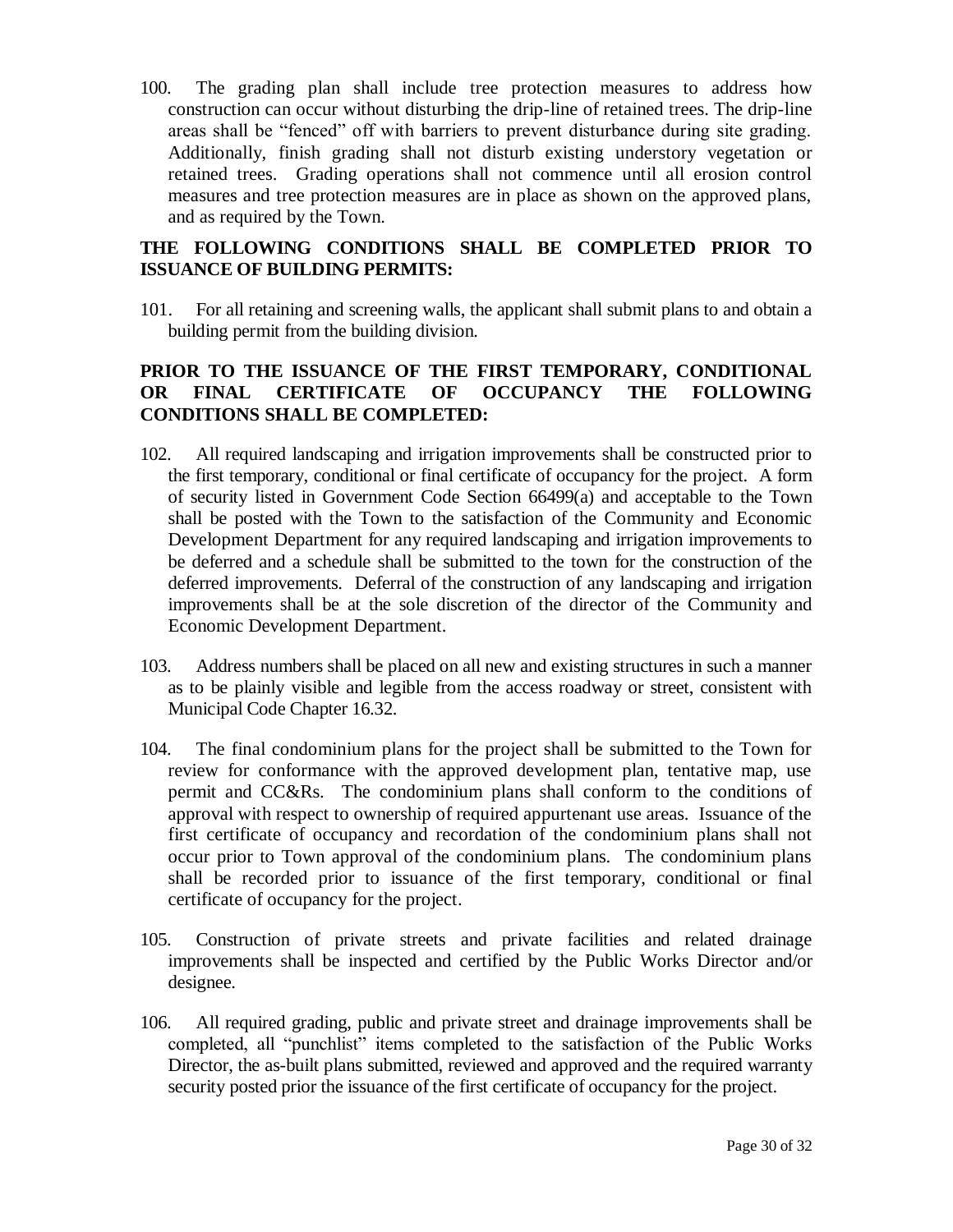100. The grading plan shall include tree protection measures to address how construction can occur without disturbing the drip-line of retained trees. The drip-line areas shall be "fenced" off with barriers to prevent disturbance during site grading. Additionally, finish grading shall not disturb existing understory vegetation or retained trees. Grading operations shall not commence until all erosion control measures and tree protection measures are in place as shown on the approved plans, and as required by the Town.

**THE FOLLOWING CONDITIONS SHALL BE COMPLETED PRIOR TO ISSUANCE OF BUILDING PERMITS:**

101. For all retaining and screening walls, the applicant shall submit plans to and obtain a building permit from the building division.

**PRIOR TO THE ISSUANCE OF THE FIRST TEMPORARY, CONDITIONAL OR FINAL CERTIFICATE OF OCCUPANCY THE FOLLOWING CONDITIONS SHALL BE COMPLETED:**

102. All required landscaping and irrigation improvements shall be constructed prior to the first temporary, conditional or final certificate of occupancy for the project. A form of security listed in Government Code Section 66499(a) and acceptable to the Town shall be posted with the Town to the satisfaction of the Community and Economic Development Department for any required landscaping and irrigation improvements to be deferred and a schedule shall be submitted to the town for the construction of the deferred improvements. Deferral of the construction of any landscaping and irrigation improvements shall be at the sole discretion of the director of the Community and Economic Development Department.

103. Address numbers shall be placed on all new and existing structures in such a manner as to be plainly visible and legible from the access roadway or street, consistent with Municipal Code Chapter 16.32.

104. The final condominium plans for the project shall be submitted to the Town for review for conformance with the approved development plan, tentative map, use permit and CC&Rs. The condominium plans shall conform to the conditions of approval with respect to ownership of required appurtenant use areas. Issuance of the first certificate of occupancy and recordation of the condominium plans shall not occur prior to Town approval of the condominium plans. The condominium plans shall be recorded prior to issuance of the first temporary, conditional or final certificate of occupancy for the project.

105. Construction of private streets and private facilities and related drainage improvements shall be inspected and certified by the Public Works Director and/or designee.

106. All required grading, public and private street and drainage improvements shall be completed, all "punchlist" items completed to the satisfaction of the Public Works Director, the as-built plans submitted, reviewed and approved and the required warranty security posted prior the issuance of the first certificate of occupancy for the project.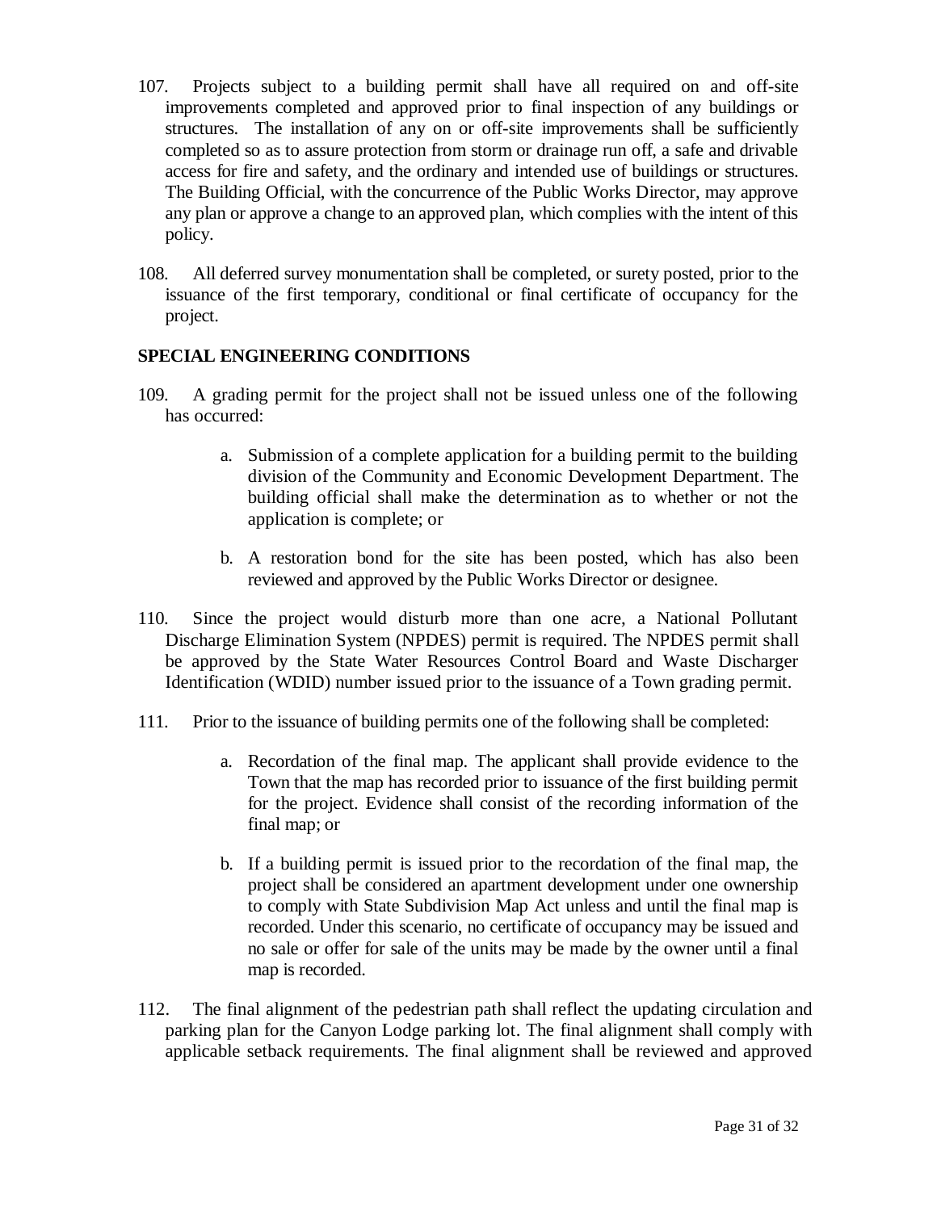107. Projects subject to a building permit shall have all required on and off-site improvements completed and approved prior to final inspection of any buildings or structures. The installation of any on or off-site improvements shall be sufficiently completed so as to assure protection from storm or drainage run off, a safe and drivable access for fire and safety, and the ordinary and intended use of buildings or structures. The Building Official, with the concurrence of the Public Works Director, may approve any plan or approve a change to an approved plan, which complies with the intent of this policy.

108. All deferred survey monumentation shall be completed, or surety posted, prior to the issuance of the first temporary, conditional or final certificate of occupancy for the project.

**SPECIAL ENGINEERING CONDITIONS**

109. A grading permit for the project shall not be issued unless one of the following has occurred:

   a. Submission of a complete application for a building permit to the building division of the Community and Economic Development Department. The building official shall make the determination as to whether or not the application is complete; or

   b. A restoration bond for the site has been posted, which has also been reviewed and approved by the Public Works Director or designee.

110. Since the project would disturb more than one acre, a National Pollutant Discharge Elimination System (NPDES) permit is required. The NPDES permit shall be approved by the State Water Resources Control Board and Waste Discharger Identification (WDID) number issued prior to the issuance of a Town grading permit.

111. Prior to the issuance of building permits one of the following shall be completed:

   a. Recordation of the final map. The applicant shall provide evidence to the Town that the map has recorded prior to issuance of the first building permit for the project. Evidence shall consist of the recording information of the final map; or

   b. If a building permit is issued prior to the recordation of the final map, the project shall be considered an apartment development under one ownership to comply with State Subdivision Map Act unless and until the final map is recorded. Under this scenario, no certificate of occupancy may be issued and no sale or offer for sale of the units may be made by the owner until a final map is recorded.

112. The final alignment of the pedestrian path shall reflect the updating circulation and parking plan for the Canyon Lodge parking lot. The final alignment shall comply with applicable setback requirements. The final alignment shall be reviewed and approved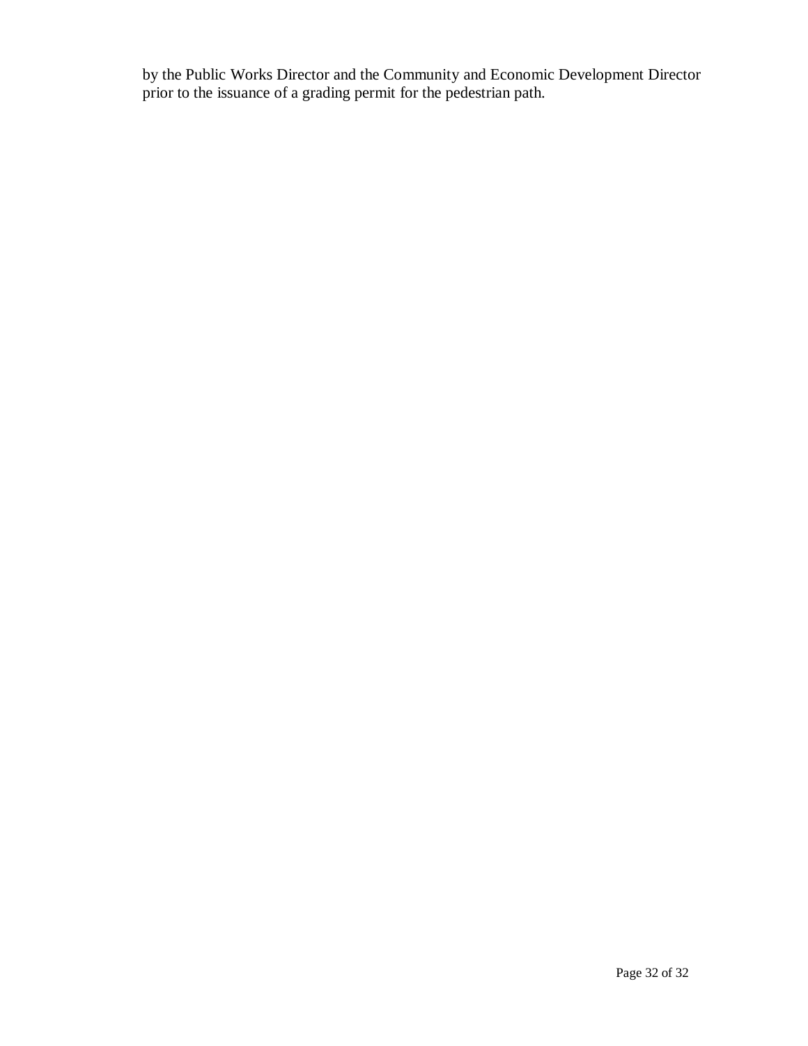by the Public Works Director and the Community and Economic Development Director prior to the issuance of a grading permit for the pedestrian path.